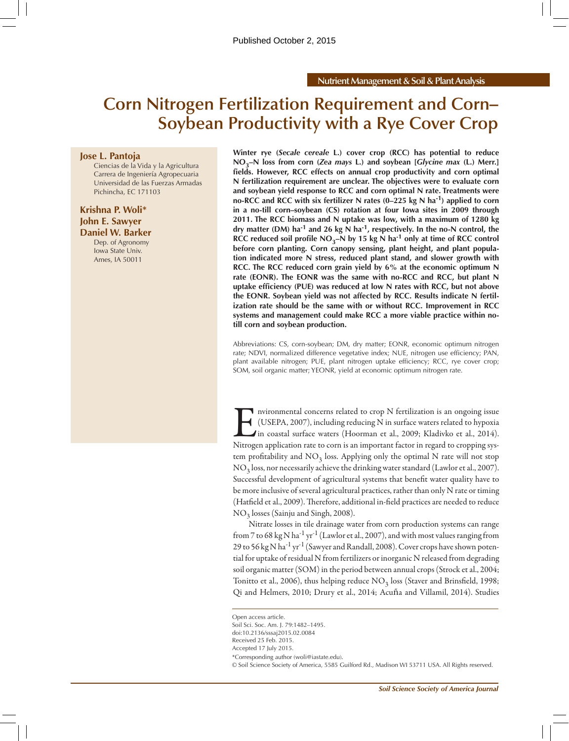Published October 2, 2015

Nutrient Management & Soil & Plant Analysis

# Corn Nitrogen Fertilization Requirement and Corn–Soybean Productivity with a Rye Cover Crop

**Jose L. Pantoja**
Ciencias de la Vida y la Agricultura
Carrera de Ingeniería Agropecuaria
Universidad de las Fuerzas Armadas
Pichincha, EC 171103

**Krishna P. Woli***
**John E. Sawyer**
**Daniel W. Barker**
Dep. of Agronomy
Iowa State Univ.
Ames, IA 50011

**Winter rye (*Secale cereale* L.) cover crop (RCC) has potential to reduce $NO_3$–N loss from corn (*Zea mays* L.) and soybean [*Glycine max* (L.) Merr.] fields. However, RCC effects on annual crop productivity and corn optimal N fertilization requirement are unclear. The objectives were to evaluate corn and soybean yield response to RCC and corn optimal N rate. Treatments were no-RCC and RCC with six fertilizer N rates (0–225 kg N ha$^{-1}$) applied to corn in a no-till corn–soybean (CS) rotation at four Iowa sites in 2009 through 2011. The RCC biomass and N uptake was low, with a maximum of 1280 kg dry matter (DM) ha$^{-1}$ and 26 kg N ha$^{-1}$, respectively. In the no-N control, the RCC reduced soil profile $NO_3$–N by 15 kg N ha$^{-1}$ only at time of RCC control before corn planting. Corn canopy sensing, plant height, and plant population indicated more N stress, reduced plant stand, and slower growth with RCC. The RCC reduced corn grain yield by 6% at the economic optimum N rate (EONR). The EONR was the same with no-RCC and RCC, but plant N uptake efficiency (PUE) was reduced at low N rates with RCC, but not above the EONR. Soybean yield was not affected by RCC. Results indicate N fertilization rate should be the same with or without RCC. Improvement in RCC systems and management could make RCC a more viable practice within no-till corn and soybean production.**

Abbreviations: CS, corn-soybean; DM, dry matter; EONR, economic optimum nitrogen rate; NDVI, normalized difference vegetative index; NUE, nitrogen use efficiency; PAN, plant available nitrogen; PUE, plant nitrogen uptake efficiency; RCC, rye cover crop; SOM, soil organic matter; YEONR, yield at economic optimum nitrogen rate.

Environmental concerns related to crop N fertilization is an ongoing issue (USEPA, 2007), including reducing N in surface waters related to hypoxia in coastal surface waters (Hoorman et al., 2009; Kladivko et al., 2014). Nitrogen application rate to corn is an important factor in regard to cropping system profitability and $NO_3$ loss. Applying only the optimal N rate will not stop $NO_3$ loss, nor necessarily achieve the drinking water standard (Lawlor et al., 2007). Successful development of agricultural systems that benefit water quality have to be more inclusive of several agricultural practices, rather than only N rate or timing (Hatfield et al., 2009). Therefore, additional in-field practices are needed to reduce $NO_3$ losses (Sainju and Singh, 2008).

Nitrate losses in tile drainage water from corn production systems can range from 7 to 68 kg N ha$^{-1}$ yr$^{-1}$ (Lawlor et al., 2007), and with most values ranging from 29 to 56 kg N ha$^{-1}$ yr$^{-1}$ (Sawyer and Randall, 2008). Cover crops have shown potential for uptake of residual N from fertilizers or inorganic N released from degrading soil organic matter (SOM) in the period between annual crops (Strock et al., 2004; Tonitto et al., 2006), thus helping reduce $NO_3$ loss (Staver and Brinsfield, 1998; Qi and Helmers, 2010; Drury et al., 2014; Acuña and Villamil, 2014). Studies

Open access article.
Soil Sci. Soc. Am. J. 79:1482–1495.
doi:10.2136/sssaj2015.02.0084
Received 25 Feb. 2015.
Accepted 17 July 2015.
*Corresponding author (woli@iastate.edu).
© Soil Science Society of America, 5585 Guilford Rd., Madison WI 53711 USA. All Rights reserved.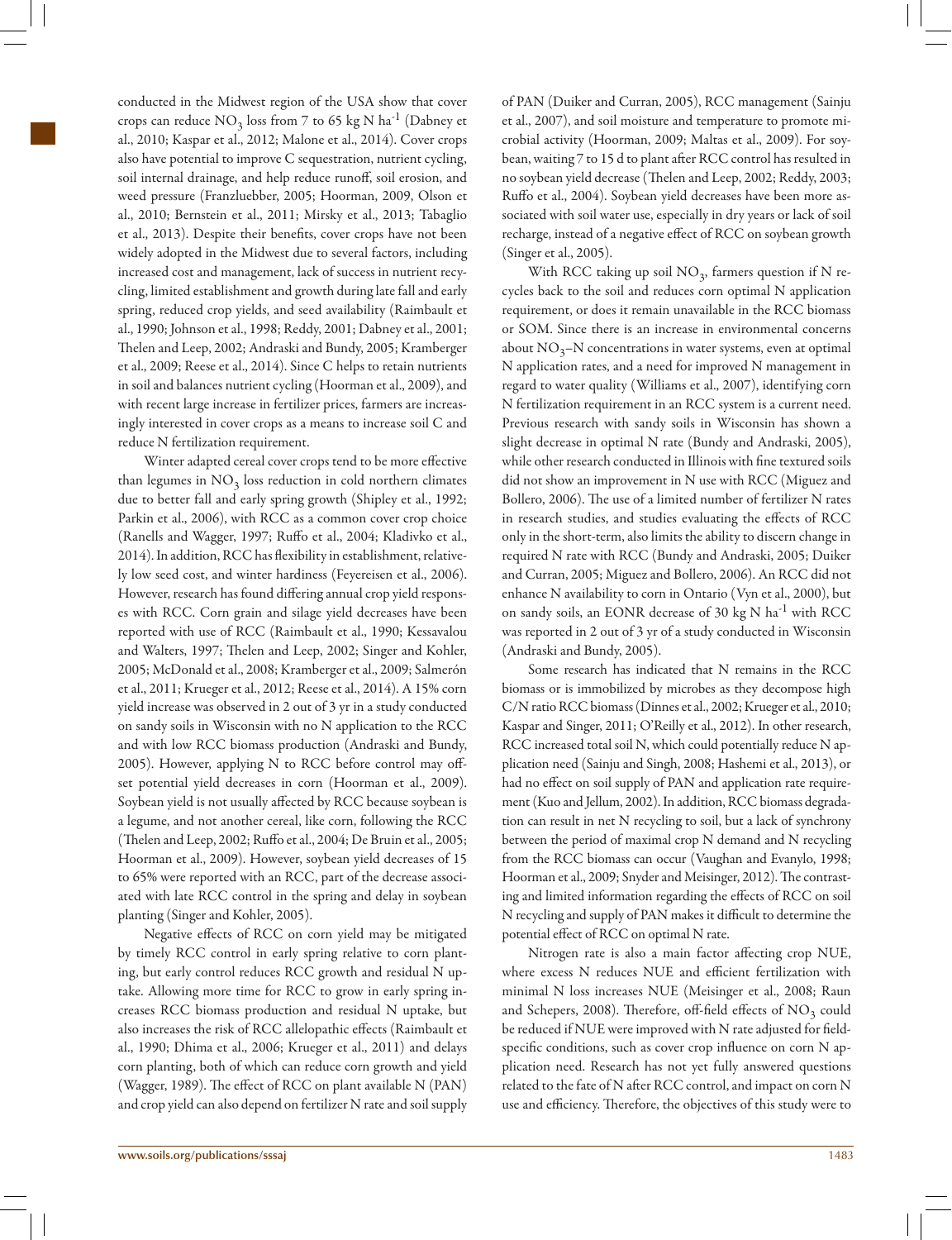conducted in the Midwest region of the USA show that cover crops can reduce $NO_3$ loss from 7 to 65 kg N ha$^{-1}$ (Dabney et al., 2010; Kaspar et al., 2012; Malone et al., 2014). Cover crops also have potential to improve C sequestration, nutrient cycling, soil internal drainage, and help reduce runoff, soil erosion, and weed pressure (Franzluebber, 2005; Hoorman, 2009, Olson et al., 2010; Bernstein et al., 2011; Mirsky et al., 2013; Tabaglio et al., 2013). Despite their benefits, cover crops have not been widely adopted in the Midwest due to several factors, including increased cost and management, lack of success in nutrient recycling, limited establishment and growth during late fall and early spring, reduced crop yields, and seed availability (Raimbault et al., 1990; Johnson et al., 1998; Reddy, 2001; Dabney et al., 2001; Thelen and Leep, 2002; Andraski and Bundy, 2005; Kramberger et al., 2009; Reese et al., 2014). Since C helps to retain nutrients in soil and balances nutrient cycling (Hoorman et al., 2009), and with recent large increase in fertilizer prices, farmers are increasingly interested in cover crops as a means to increase soil C and reduce N fertilization requirement.

Winter adapted cereal cover crops tend to be more effective than legumes in $NO_3$ loss reduction in cold northern climates due to better fall and early spring growth (Shipley et al., 1992; Parkin et al., 2006), with RCC as a common cover crop choice (Ranells and Wagger, 1997; Ruffo et al., 2004; Kladivko et al., 2014). In addition, RCC has flexibility in establishment, relatively low seed cost, and winter hardiness (Feyereisen et al., 2006). However, research has found differing annual crop yield responses with RCC. Corn grain and silage yield decreases have been reported with use of RCC (Raimbault et al., 1990; Kessavalou and Walters, 1997; Thelen and Leep, 2002; Singer and Kohler, 2005; McDonald et al., 2008; Kramberger et al., 2009; Salmerón et al., 2011; Krueger et al., 2012; Reese et al., 2014). A 15% corn yield increase was observed in 2 out of 3 yr in a study conducted on sandy soils in Wisconsin with no N application to the RCC and with low RCC biomass production (Andraski and Bundy, 2005). However, applying N to RCC before control may offset potential yield decreases in corn (Hoorman et al., 2009). Soybean yield is not usually affected by RCC because soybean is a legume, and not another cereal, like corn, following the RCC (Thelen and Leep, 2002; Ruffo et al., 2004; De Bruin et al., 2005; Hoorman et al., 2009). However, soybean yield decreases of 15 to 65% were reported with an RCC, part of the decrease associated with late RCC control in the spring and delay in soybean planting (Singer and Kohler, 2005).

Negative effects of RCC on corn yield may be mitigated by timely RCC control in early spring relative to corn planting, but early control reduces RCC growth and residual N uptake. Allowing more time for RCC to grow in early spring increases RCC biomass production and residual N uptake, but also increases the risk of RCC allelopathic effects (Raimbault et al., 1990; Dhima et al., 2006; Krueger et al., 2011) and delays corn planting, both of which can reduce corn growth and yield (Wagger, 1989). The effect of RCC on plant available N (PAN) and crop yield can also depend on fertilizer N rate and soil supply of PAN (Duiker and Curran, 2005), RCC management (Sainju et al., 2007), and soil moisture and temperature to promote microbial activity (Hoorman, 2009; Maltas et al., 2009). For soybean, waiting 7 to 15 d to plant after RCC control has resulted in no soybean yield decrease (Thelen and Leep, 2002; Reddy, 2003; Ruffo et al., 2004). Soybean yield decreases have been more associated with soil water use, especially in dry years or lack of soil recharge, instead of a negative effect of RCC on soybean growth (Singer et al., 2005).

With RCC taking up soil $NO_3$, farmers question if N recycles back to the soil and reduces corn optimal N application requirement, or does it remain unavailable in the RCC biomass or SOM. Since there is an increase in environmental concerns about $NO_3$–N concentrations in water systems, even at optimal N application rates, and a need for improved N management in regard to water quality (Williams et al., 2007), identifying corn N fertilization requirement in an RCC system is a current need. Previous research with sandy soils in Wisconsin has shown a slight decrease in optimal N rate (Bundy and Andraski, 2005), while other research conducted in Illinois with fine textured soils did not show an improvement in N use with RCC (Miguez and Bollero, 2006). The use of a limited number of fertilizer N rates in research studies, and studies evaluating the effects of RCC only in the short-term, also limits the ability to discern change in required N rate with RCC (Bundy and Andraski, 2005; Duiker and Curran, 2005; Miguez and Bollero, 2006). An RCC did not enhance N availability to corn in Ontario (Vyn et al., 2000), but on sandy soils, an EONR decrease of 30 kg N ha$^{-1}$ with RCC was reported in 2 out of 3 yr of a study conducted in Wisconsin (Andraski and Bundy, 2005).

Some research has indicated that N remains in the RCC biomass or is immobilized by microbes as they decompose high C/N ratio RCC biomass (Dinnes et al., 2002; Krueger et al., 2010; Kaspar and Singer, 2011; O'Reilly et al., 2012). In other research, RCC increased total soil N, which could potentially reduce N application need (Sainju and Singh, 2008; Hashemi et al., 2013), or had no effect on soil supply of PAN and application rate requirement (Kuo and Jellum, 2002). In addition, RCC biomass degradation can result in net N recycling to soil, but a lack of synchrony between the period of maximal crop N demand and N recycling from the RCC biomass can occur (Vaughan and Evanylo, 1998; Hoorman et al., 2009; Snyder and Meisinger, 2012). The contrasting and limited information regarding the effects of RCC on soil N recycling and supply of PAN makes it difficult to determine the potential effect of RCC on optimal N rate.

Nitrogen rate is also a main factor affecting crop NUE, where excess N reduces NUE and efficient fertilization with minimal N loss increases NUE (Meisinger et al., 2008; Raun and Schepers, 2008). Therefore, off-field effects of $NO_3$ could be reduced if NUE were improved with N rate adjusted for field-specific conditions, such as cover crop influence on corn N application need. Research has not yet fully answered questions related to the fate of N after RCC control, and impact on corn N use and efficiency. Therefore, the objectives of this study were to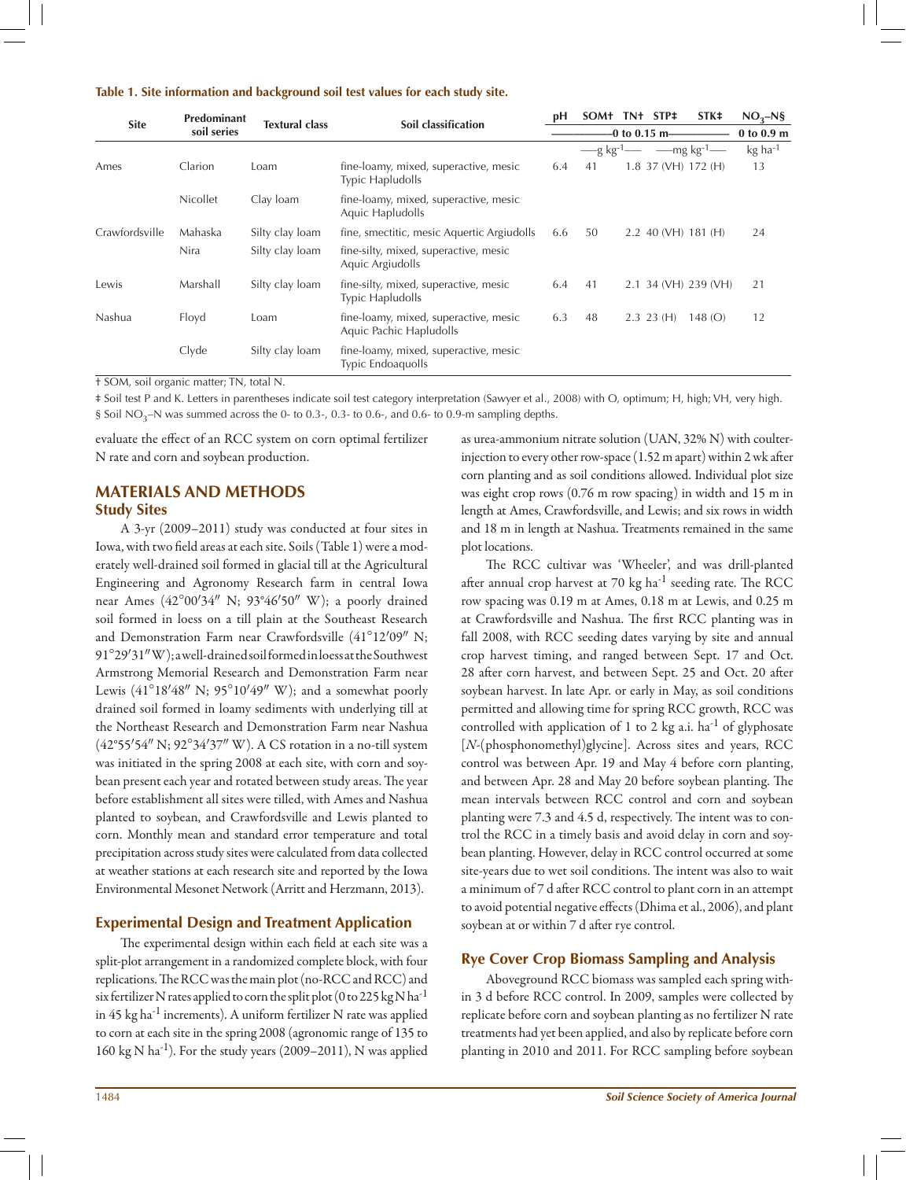**Table 1. Site information and background soil test values for each study site.**

| Site | Predominant soil series | Textural class | Soil classification | pH | SOM† | TN† | STP‡ | STK‡ | $NO_3$–N§ |
|---|---|---|---|---|---|---|---|---|---|
| | | | | 0 to 0.15 m | | | | | 0 to 0.9 m |
| | | | | | g kg$^{-1}$ | | mg kg$^{-1}$ | | kg ha$^{-1}$ |
| Ames | Clarion | Loam | fine-loamy, mixed, superactive, mesic Typic Hapludolls | 6.4 | 41 | 1.8 | 37 (VH) | 172 (H) | 13 |
| | Nicollet | Clay loam | fine-loamy, mixed, superactive, mesic Aquic Hapludolls | | | | | | |
| Crawfordsville | Mahaska | Silty clay loam | fine, smectitic, mesic Aquertic Argiudolls | 6.6 | 50 | 2.2 | 40 (VH) | 181 (H) | 24 |
| | Nira | Silty clay loam | fine-silty, mixed, superactive, mesic Aquic Argiudolls | | | | | | |
| Lewis | Marshall | Silty clay loam | fine-silty, mixed, superactive, mesic Typic Hapludolls | 6.4 | 41 | 2.1 | 34 (VH) | 239 (VH) | 21 |
| Nashua | Floyd | Loam | fine-loamy, mixed, superactive, mesic Aquic Pachic Hapludolls | 6.3 | 48 | 2.3 | 23 (H) | 148 (O) | 12 |
| | Clyde | Silty clay loam | fine-loamy, mixed, superactive, mesic Typic Endoaquolls | | | | | | |

† SOM, soil organic matter; TN, total N.

‡ Soil test P and K. Letters in parentheses indicate soil test category interpretation (Sawyer et al., 2008) with O, optimum; H, high; VH, very high.

§ Soil $NO_3$–N was summed across the 0- to 0.3-, 0.3- to 0.6-, and 0.6- to 0.9-m sampling depths.

evaluate the effect of an RCC system on corn optimal fertilizer N rate and corn and soybean production.

## MATERIALS AND METHODS

### Study Sites

A 3-yr (2009–2011) study was conducted at four sites in Iowa, with two field areas at each site. Soils (Table 1) were a moderately well-drained soil formed in glacial till at the Agricultural Engineering and Agronomy Research farm in central Iowa near Ames (42°00′34″ N; 93°46′50″ W); a poorly drained soil formed in loess on a till plain at the Southeast Research and Demonstration Farm near Crawfordsville (41°12′09″ N; 91°29′31″ W); a well-drained soil formed in loess at the Southwest Armstrong Memorial Research and Demonstration Farm near Lewis (41°18′48″ N; 95°10′49″ W); and a somewhat poorly drained soil formed in loamy sediments with underlying till at the Northeast Research and Demonstration Farm near Nashua (42°55′54″ N; 92°34′37″ W). A CS rotation in a no-till system was initiated in the spring 2008 at each site, with corn and soybean present each year and rotated between study areas. The year before establishment all sites were tilled, with Ames and Nashua planted to soybean, and Crawfordsville and Lewis planted to corn. Monthly mean and standard error temperature and total precipitation across study sites were calculated from data collected at weather stations at each research site and reported by the Iowa Environmental Mesonet Network (Arritt and Herzmann, 2013).

### Experimental Design and Treatment Application

The experimental design within each field at each site was a split-plot arrangement in a randomized complete block, with four replications. The RCC was the main plot (no-RCC and RCC) and six fertilizer N rates applied to corn the split plot (0 to 225 kg N ha$^{-1}$ in 45 kg ha$^{-1}$ increments). A uniform fertilizer N rate was applied to corn at each site in the spring 2008 (agronomic range of 135 to 160 kg N ha$^{-1}$). For the study years (2009–2011), N was applied as urea-ammonium nitrate solution (UAN, 32% N) with coulter-injection to every other row-space (1.52 m apart) within 2 wk after corn planting and as soil conditions allowed. Individual plot size was eight crop rows (0.76 m row spacing) in width and 15 m in length at Ames, Crawfordsville, and Lewis; and six rows in width and 18 m in length at Nashua. Treatments remained in the same plot locations.

The RCC cultivar was 'Wheeler', and was drill-planted after annual crop harvest at 70 kg ha$^{-1}$ seeding rate. The RCC row spacing was 0.19 m at Ames, 0.18 m at Lewis, and 0.25 m at Crawfordsville and Nashua. The first RCC planting was in fall 2008, with RCC seeding dates varying by site and annual crop harvest timing, and ranged between Sept. 17 and Oct. 28 after corn harvest, and between Sept. 25 and Oct. 20 after soybean harvest. In late Apr. or early in May, as soil conditions permitted and allowing time for spring RCC growth, RCC was controlled with application of 1 to 2 kg a.i. ha$^{-1}$ of glyphosate [*N*-(phosphonomethyl)glycine]. Across sites and years, RCC control was between Apr. 19 and May 4 before corn planting, and between Apr. 28 and May 20 before soybean planting. The mean intervals between RCC control and corn and soybean planting were 7.3 and 4.5 d, respectively. The intent was to control the RCC in a timely basis and avoid delay in corn and soybean planting. However, delay in RCC control occurred at some site-years due to wet soil conditions. The intent was also to wait a minimum of 7 d after RCC control to plant corn in an attempt to avoid potential negative effects (Dhima et al., 2006), and plant soybean at or within 7 d after rye control.

### Rye Cover Crop Biomass Sampling and Analysis

Aboveground RCC biomass was sampled each spring within 3 d before RCC control. In 2009, samples were collected by replicate before corn and soybean planting as no fertilizer N rate treatments had yet been applied, and also by replicate before corn planting in 2010 and 2011. For RCC sampling before soybean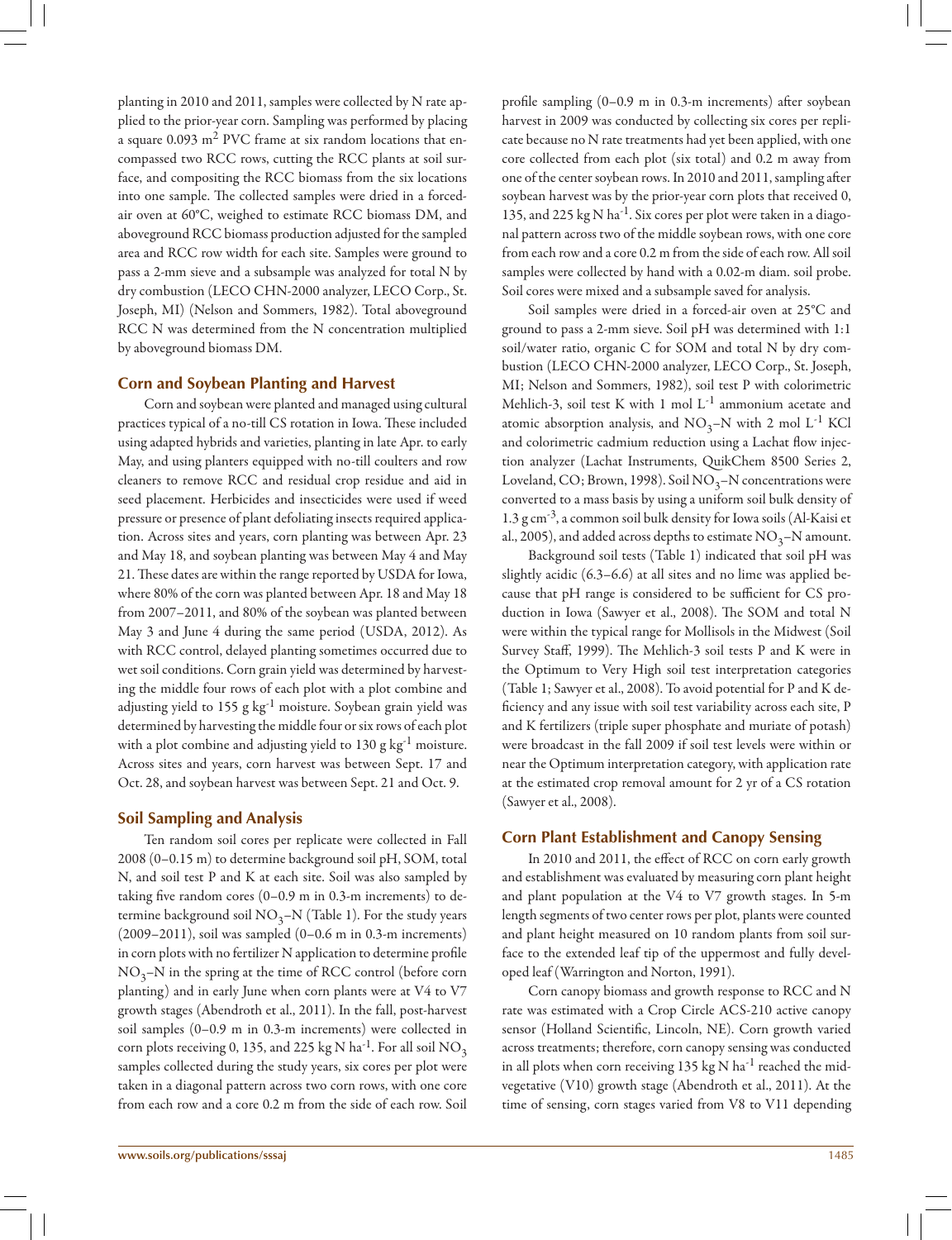planting in 2010 and 2011, samples were collected by N rate applied to the prior-year corn. Sampling was performed by placing a square 0.093 $m^2$ PVC frame at six random locations that encompassed two RCC rows, cutting the RCC plants at soil surface, and compositing the RCC biomass from the six locations into one sample. The collected samples were dried in a forced-air oven at 60°C, weighed to estimate RCC biomass DM, and aboveground RCC biomass production adjusted for the sampled area and RCC row width for each site. Samples were ground to pass a 2-mm sieve and a subsample was analyzed for total N by dry combustion (LECO CHN-2000 analyzer, LECO Corp., St. Joseph, MI) (Nelson and Sommers, 1982). Total aboveground RCC N was determined from the N concentration multiplied by aboveground biomass DM.

### Corn and Soybean Planting and Harvest

Corn and soybean were planted and managed using cultural practices typical of a no-till CS rotation in Iowa. These included using adapted hybrids and varieties, planting in late Apr. to early May, and using planters equipped with no-till coulters and row cleaners to remove RCC and residual crop residue and aid in seed placement. Herbicides and insecticides were used if weed pressure or presence of plant defoliating insects required application. Across sites and years, corn planting was between Apr. 23 and May 18, and soybean planting was between May 4 and May 21. These dates are within the range reported by USDA for Iowa, where 80% of the corn was planted between Apr. 18 and May 18 from 2007–2011, and 80% of the soybean was planted between May 3 and June 4 during the same period (USDA, 2012). As with RCC control, delayed planting sometimes occurred due to wet soil conditions. Corn grain yield was determined by harvesting the middle four rows of each plot with a plot combine and adjusting yield to 155 g $kg^{-1}$ moisture. Soybean grain yield was determined by harvesting the middle four or six rows of each plot with a plot combine and adjusting yield to 130 g $kg^{-1}$ moisture. Across sites and years, corn harvest was between Sept. 17 and Oct. 28, and soybean harvest was between Sept. 21 and Oct. 9.

### Soil Sampling and Analysis

Ten random soil cores per replicate were collected in Fall 2008 (0–0.15 m) to determine background soil pH, SOM, total N, and soil test P and K at each site. Soil was also sampled by taking five random cores (0–0.9 m in 0.3-m increments) to determine background soil $NO_3$–N (Table 1). For the study years (2009–2011), soil was sampled (0–0.6 m in 0.3-m increments) in corn plots with no fertilizer N application to determine profile $NO_3$–N in the spring at the time of RCC control (before corn planting) and in early June when corn plants were at V4 to V7 growth stages (Abendroth et al., 2011). In the fall, post-harvest soil samples (0–0.9 m in 0.3-m increments) were collected in corn plots receiving 0, 135, and 225 kg N $ha^{-1}$. For all soil $NO_3$ samples collected during the study years, six cores per plot were taken in a diagonal pattern across two corn rows, with one core from each row and a core 0.2 m from the side of each row. Soil profile sampling (0–0.9 m in 0.3-m increments) after soybean harvest in 2009 was conducted by collecting six cores per replicate because no N rate treatments had yet been applied, with one core collected from each plot (six total) and 0.2 m away from one of the center soybean rows. In 2010 and 2011, sampling after soybean harvest was by the prior-year corn plots that received 0, 135, and 225 kg N $ha^{-1}$. Six cores per plot were taken in a diagonal pattern across two of the middle soybean rows, with one core from each row and a core 0.2 m from the side of each row. All soil samples were collected by hand with a 0.02-m diam. soil probe. Soil cores were mixed and a subsample saved for analysis.

Soil samples were dried in a forced-air oven at 25°C and ground to pass a 2-mm sieve. Soil pH was determined with 1:1 soil/water ratio, organic C for SOM and total N by dry combustion (LECO CHN-2000 analyzer, LECO Corp., St. Joseph, MI; Nelson and Sommers, 1982), soil test P with colorimetric Mehlich-3, soil test K with 1 mol $L^{-1}$ ammonium acetate and atomic absorption analysis, and $NO_3$–N with 2 mol $L^{-1}$ KCl and colorimetric cadmium reduction using a Lachat flow injection analyzer (Lachat Instruments, QuikChem 8500 Series 2, Loveland, CO; Brown, 1998). Soil $NO_3$–N concentrations were converted to a mass basis by using a uniform soil bulk density of 1.3 g $cm^{-3}$, a common soil bulk density for Iowa soils (Al-Kaisi et al., 2005), and added across depths to estimate $NO_3$–N amount.

Background soil tests (Table 1) indicated that soil pH was slightly acidic (6.3–6.6) at all sites and no lime was applied because that pH range is considered to be sufficient for CS production in Iowa (Sawyer et al., 2008). The SOM and total N were within the typical range for Mollisols in the Midwest (Soil Survey Staff, 1999). The Mehlich-3 soil tests P and K were in the Optimum to Very High soil test interpretation categories (Table 1; Sawyer et al., 2008). To avoid potential for P and K deficiency and any issue with soil test variability across each site, P and K fertilizers (triple super phosphate and muriate of potash) were broadcast in the fall 2009 if soil test levels were within or near the Optimum interpretation category, with application rate at the estimated crop removal amount for 2 yr of a CS rotation (Sawyer et al., 2008).

### Corn Plant Establishment and Canopy Sensing

In 2010 and 2011, the effect of RCC on corn early growth and establishment was evaluated by measuring corn plant height and plant population at the V4 to V7 growth stages. In 5-m length segments of two center rows per plot, plants were counted and plant height measured on 10 random plants from soil surface to the extended leaf tip of the uppermost and fully developed leaf (Warrington and Norton, 1991).

Corn canopy biomass and growth response to RCC and N rate was estimated with a Crop Circle ACS-210 active canopy sensor (Holland Scientific, Lincoln, NE). Corn growth varied across treatments; therefore, corn canopy sensing was conducted in all plots when corn receiving 135 kg N $ha^{-1}$ reached the mid-vegetative (V10) growth stage (Abendroth et al., 2011). At the time of sensing, corn stages varied from V8 to V11 depending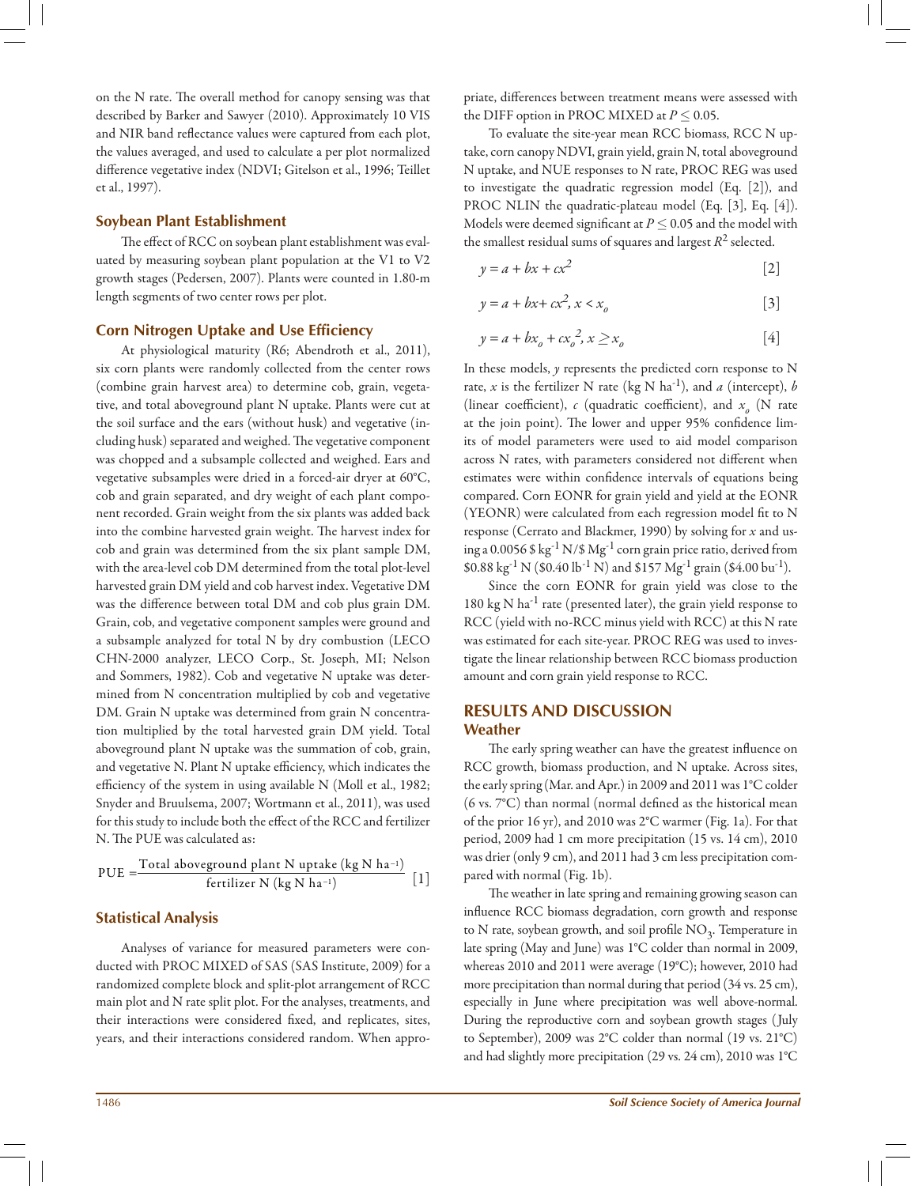on the N rate. The overall method for canopy sensing was that described by Barker and Sawyer (2010). Approximately 10 VIS and NIR band reflectance values were captured from each plot, the values averaged, and used to calculate a per plot normalized difference vegetative index (NDVI; Gitelson et al., 1996; Teillet et al., 1997).

### Soybean Plant Establishment

The effect of RCC on soybean plant establishment was evaluated by measuring soybean plant population at the V1 to V2 growth stages (Pedersen, 2007). Plants were counted in 1.80-m length segments of two center rows per plot.

### Corn Nitrogen Uptake and Use Efficiency

At physiological maturity (R6; Abendroth et al., 2011), six corn plants were randomly collected from the center rows (combine grain harvest area) to determine cob, grain, vegetative, and total aboveground plant N uptake. Plants were cut at the soil surface and the ears (without husk) and vegetative (including husk) separated and weighed. The vegetative component was chopped and a subsample collected and weighed. Ears and vegetative subsamples were dried in a forced-air dryer at 60°C, cob and grain separated, and dry weight of each plant component recorded. Grain weight from the six plants was added back into the combine harvested grain weight. The harvest index for cob and grain was determined from the six plant sample DM, with the area-level cob DM determined from the total plot-level harvested grain DM yield and cob harvest index. Vegetative DM was the difference between total DM and cob plus grain DM. Grain, cob, and vegetative component samples were ground and a subsample analyzed for total N by dry combustion (LECO CHN-2000 analyzer, LECO Corp., St. Joseph, MI; Nelson and Sommers, 1982). Cob and vegetative N uptake was determined from N concentration multiplied by cob and vegetative DM. Grain N uptake was determined from grain N concentration multiplied by the total harvested grain DM yield. Total aboveground plant N uptake was the summation of cob, grain, and vegetative N. Plant N uptake efficiency, which indicates the efficiency of the system in using available N (Moll et al., 1982; Snyder and Bruulsema, 2007; Wortmann et al., 2011), was used for this study to include both the effect of the RCC and fertilizer N. The PUE was calculated as:

$$\text{PUE} = \frac{\text{Total aboveground plant N uptake (kg N ha}^{-1}\text{)}}{\text{fertilizer N (kg N ha}^{-1}\text{)}} \quad [1]$$

### Statistical Analysis

Analyses of variance for measured parameters were conducted with PROC MIXED of SAS (SAS Institute, 2009) for a randomized complete block and split-plot arrangement of RCC main plot and N rate split plot. For the analyses, treatments, and their interactions were considered fixed, and replicates, sites, years, and their interactions considered random. When appropriate, differences between treatment means were assessed with the DIFF option in PROC MIXED at $P \leq 0.05$.

To evaluate the site-year mean RCC biomass, RCC N uptake, corn canopy NDVI, grain yield, grain N, total aboveground N uptake, and NUE responses to N rate, PROC REG was used to investigate the quadratic regression model (Eq. [2]), and PROC NLIN the quadratic-plateau model (Eq. [3], Eq. [4]). Models were deemed significant at $P \leq 0.05$ and the model with the smallest residual sums of squares and largest $R^2$ selected.

$$y = a + bx + cx^2 \quad [2]$$

$$y = a + bx + cx^2, x < x_o \quad [3]$$

$$y = a + bx_o + cx_o^2, x \geq x_o \quad [4]$$

In these models, $y$ represents the predicted corn response to N rate, $x$ is the fertilizer N rate (kg N ha$^{-1}$), and $a$ (intercept), $b$ (linear coefficient), $c$ (quadratic coefficient), and $x_o$ (N rate at the join point). The lower and upper 95% confidence limits of model parameters were used to aid model comparison across N rates, with parameters considered not different when estimates were within confidence intervals of equations being compared. Corn EONR for grain yield and yield at the EONR (YEONR) were calculated from each regression model fit to N response (Cerrato and Blackmer, 1990) by solving for $x$ and using a 0.0056 \$ kg$^{-1}$ N/\$ Mg$^{-1}$ corn grain price ratio, derived from \$0.88 kg$^{-1}$ N (\$0.40 lb$^{-1}$ N) and \$157 Mg$^{-1}$ grain (\$4.00 bu$^{-1}$).

Since the corn EONR for grain yield was close to the 180 kg N ha$^{-1}$ rate (presented later), the grain yield response to RCC (yield with no-RCC minus yield with RCC) at this N rate was estimated for each site-year. PROC REG was used to investigate the linear relationship between RCC biomass production amount and corn grain yield response to RCC.

## RESULTS AND DISCUSSION

### Weather

The early spring weather can have the greatest influence on RCC growth, biomass production, and N uptake. Across sites, the early spring (Mar. and Apr.) in 2009 and 2011 was 1°C colder (6 vs. 7°C) than normal (normal defined as the historical mean of the prior 16 yr), and 2010 was 2°C warmer (Fig. 1a). For that period, 2009 had 1 cm more precipitation (15 vs. 14 cm), 2010 was drier (only 9 cm), and 2011 had 3 cm less precipitation compared with normal (Fig. 1b).

The weather in late spring and remaining growing season can influence RCC biomass degradation, corn growth and response to N rate, soybean growth, and soil profile $NO_3$. Temperature in late spring (May and June) was 1°C colder than normal in 2009, whereas 2010 and 2011 were average (19°C); however, 2010 had more precipitation than normal during that period (34 vs. 25 cm), especially in June where precipitation was well above-normal. During the reproductive corn and soybean growth stages (July to September), 2009 was 2°C colder than normal (19 vs. 21°C) and had slightly more precipitation (29 vs. 24 cm), 2010 was 1°C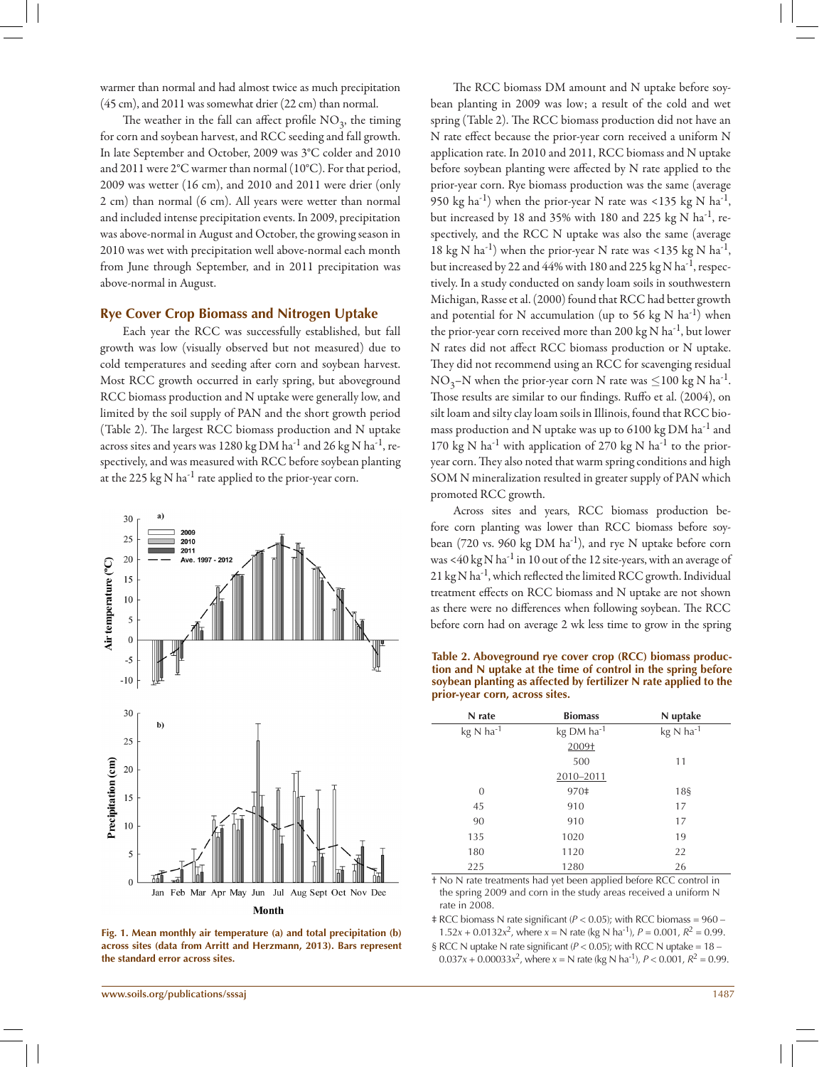warmer than normal and had almost twice as much precipitation (45 cm), and 2011 was somewhat drier (22 cm) than normal.

The weather in the fall can affect profile $NO_3$, the timing for corn and soybean harvest, and RCC seeding and fall growth. In late September and October, 2009 was 3°C colder and 2010 and 2011 were 2°C warmer than normal (10°C). For that period, 2009 was wetter (16 cm), and 2010 and 2011 were drier (only 2 cm) than normal (6 cm). All years were wetter than normal and included intense precipitation events. In 2009, precipitation was above-normal in August and October, the growing season in 2010 was wet with precipitation well above-normal each month from June through September, and in 2011 precipitation was above-normal in August.

## Rye Cover Crop Biomass and Nitrogen Uptake

Each year the RCC was successfully established, but fall growth was low (visually observed but not measured) due to cold temperatures and seeding after corn and soybean harvest. Most RCC growth occurred in early spring, but aboveground RCC biomass production and N uptake were generally low, and limited by the soil supply of PAN and the short growth period (Table 2). The largest RCC biomass production and N uptake across sites and years was 1280 kg DM ha$^{-1}$ and 26 kg N ha$^{-1}$, respectively, and was measured with RCC before soybean planting at the 225 kg N ha$^{-1}$ rate applied to the prior-year corn.

Fig. 1. Mean monthly air temperature (a) and total precipitation (b) across sites (data from Arritt and Herzmann, 2013). Bars represent the standard error across sites.

The RCC biomass DM amount and N uptake before soybean planting in 2009 was low; a result of the cold and wet spring (Table 2). The RCC biomass production did not have an N rate effect because the prior-year corn received a uniform N application rate. In 2010 and 2011, RCC biomass and N uptake before soybean planting were affected by N rate applied to the prior-year corn. Rye biomass production was the same (average 950 kg ha$^{-1}$) when the prior-year N rate was <135 kg N ha$^{-1}$, but increased by 18 and 35% with 180 and 225 kg N ha$^{-1}$, respectively, and the RCC N uptake was also the same (average 18 kg N ha$^{-1}$) when the prior-year N rate was <135 kg N ha$^{-1}$, but increased by 22 and 44% with 180 and 225 kg N ha$^{-1}$, respectively. In a study conducted on sandy loam soils in southwestern Michigan, Rasse et al. (2000) found that RCC had better growth and potential for N accumulation (up to 56 kg N ha$^{-1}$) when the prior-year corn received more than 200 kg N ha$^{-1}$, but lower N rates did not affect RCC biomass production or N uptake. They did not recommend using an RCC for scavenging residual $NO_3$–N when the prior-year corn N rate was $\leq$100 kg N ha$^{-1}$. Those results are similar to our findings. Ruffo et al. (2004), on silt loam and silty clay loam soils in Illinois, found that RCC biomass production and N uptake was up to 6100 kg DM ha$^{-1}$ and 170 kg N ha$^{-1}$ with application of 270 kg N ha$^{-1}$ to the prior-year corn. They also noted that warm spring conditions and high SOM N mineralization resulted in greater supply of PAN which promoted RCC growth.

Across sites and years, RCC biomass production before corn planting was lower than RCC biomass before soybean (720 vs. 960 kg DM ha$^{-1}$), and rye N uptake before corn was <40 kg N ha$^{-1}$ in 10 out of the 12 site-years, with an average of 21 kg N ha$^{-1}$, which reflected the limited RCC growth. Individual treatment effects on RCC biomass and N uptake are not shown as there were no differences when following soybean. The RCC before corn had on average 2 wk less time to grow in the spring

**Table 2. Aboveground rye cover crop (RCC) biomass production and N uptake at the time of control in the spring before soybean planting as affected by fertilizer N rate applied to the prior-year corn, across sites.**

| N rate | Biomass | N uptake |
|---|---|---|
| kg N ha$^{-1}$ | kg DM ha$^{-1}$ | kg N ha$^{-1}$ |
| | 2009† | |
| | 500 | 11 |
| | 2010–2011 | |
| 0 | 970‡ | 18§ |
| 45 | 910 | 17 |
| 90 | 910 | 17 |
| 135 | 1020 | 19 |
| 180 | 1120 | 22 |
| 225 | 1280 | 26 |

† No N rate treatments had yet been applied before RCC control in the spring 2009 and corn in the study areas received a uniform N rate in 2008.

‡ RCC biomass N rate significant ($P < 0.05$); with RCC biomass = 960 – $1.52x + 0.0132x^2$, where $x$ = N rate (kg N ha$^{-1}$), $P = 0.001$, $R^2 = 0.99$.

§ RCC N uptake N rate significant ($P < 0.05$); with RCC N uptake = 18 – $0.037x + 0.00033x^2$, where $x$ = N rate (kg N ha$^{-1}$), $P < 0.001$, $R^2 = 0.99$.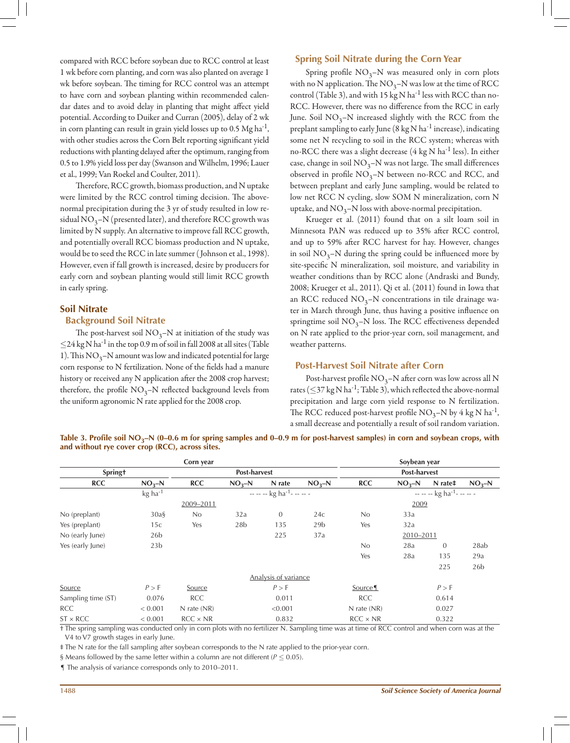compared with RCC before soybean due to RCC control at least 1 wk before corn planting, and corn was also planted on average 1 wk before soybean. The timing for RCC control was an attempt to have corn and soybean planting within recommended calendar dates and to avoid delay in planting that might affect yield potential. According to Duiker and Curran (2005), delay of 2 wk in corn planting can result in grain yield losses up to 0.5 Mg ha$^{-1}$, with other studies across the Corn Belt reporting significant yield reductions with planting delayed after the optimum, ranging from 0.5 to 1.9% yield loss per day (Swanson and Wilhelm, 1996; Lauer et al., 1999; Van Roekel and Coulter, 2011).

Therefore, RCC growth, biomass production, and N uptake were limited by the RCC control timing decision. The above-normal precipitation during the 3 yr of study resulted in low residual $NO_3$–N (presented later), and therefore RCC growth was limited by N supply. An alternative to improve fall RCC growth, and potentially overall RCC biomass production and N uptake, would be to seed the RCC in late summer (Johnson et al., 1998). However, even if fall growth is increased, desire by producers for early corn and soybean planting would still limit RCC growth in early spring.

## Soil Nitrate

### Background Soil Nitrate

The post-harvest soil $NO_3$–N at initiation of the study was ≤24 kg N ha$^{-1}$ in the top 0.9 m of soil in fall 2008 at all sites (Table 1). This $NO_3$–N amount was low and indicated potential for large corn response to N fertilization. None of the fields had a manure history or received any N application after the 2008 crop harvest; therefore, the profile $NO_3$–N reflected background levels from the uniform agronomic N rate applied for the 2008 crop.

### Spring Soil Nitrate during the Corn Year

Spring profile $NO_3$–N was measured only in corn plots with no N application. The $NO_3$–N was low at the time of RCC control (Table 3), and with 15 kg N ha$^{-1}$ less with RCC than no-RCC. However, there was no difference from the RCC in early June. Soil $NO_3$–N increased slightly with the RCC from the preplant sampling to early June (8 kg N ha$^{-1}$ increase), indicating some net N recycling to soil in the RCC system; whereas with no-RCC there was a slight decrease (4 kg N ha$^{-1}$ less). In either case, change in soil $NO_3$–N was not large. The small differences observed in profile $NO_3$–N between no-RCC and RCC, and between preplant and early June sampling, would be related to low net RCC N cycling, slow SOM N mineralization, corn N uptake, and $NO_3$–N loss with above-normal precipitation.

Krueger et al. (2011) found that on a silt loam soil in Minnesota PAN was reduced up to 35% after RCC control, and up to 59% after RCC harvest for hay. However, changes in soil $NO_3$–N during the spring could be influenced more by site-specific N mineralization, soil moisture, and variability in weather conditions than by RCC alone (Andraski and Bundy, 2008; Krueger et al., 2011). Qi et al. (2011) found in Iowa that an RCC reduced $NO_3$–N concentrations in tile drainage water in March through June, thus having a positive influence on springtime soil $NO_3$–N loss. The RCC effectiveness depended on N rate applied to the prior-year corn, soil management, and weather patterns.

### Post-Harvest Soil Nitrate after Corn

Post-harvest profile $NO_3$–N after corn was low across all N rates (≤37 kg N ha$^{-1}$; Table 3), which reflected the above-normal precipitation and large corn yield response to N fertilization. The RCC reduced post-harvest profile $NO_3$–N by 4 kg N ha$^{-1}$, a small decrease and potentially a result of soil random variation.

**Table 3. Profile soil $NO_3$–N (0–0.6 m for spring samples and 0–0.9 m for post-harvest samples) in corn and soybean crops, with and without rye cover crop (RCC), across sites.**

| Corn year | | | | | | Soybean year | | | |
|---|---|---|---|---|---|---|---|---|---|
| Spring† | | Post-harvest | | | | Post-harvest | | | |
| RCC | $NO_3$–N | RCC | $NO_3$–N | N rate | $NO_3$–N | RCC | $NO_3$–N | N rate‡ | $NO_3$–N |
| | kg ha$^{-1}$ | | -- -- -- kg ha$^{-1}$ -- -- -- | | | | -- -- -- kg ha$^{-1}$ -- -- -- | | |
| | | 2009–2011 | | | | | 2009 | | |
| No (preplant) | 30a§ | No | 32a | 0 | 24c | No | 33a | | |
| Yes (preplant) | 15c | Yes | 28b | 135 | 29b | Yes | 32a | | |
| No (early June) | 26b | | | 225 | 37a | | 2010–2011 | | |
| Yes (early June) | 23b | | | | | No | 28a | 0 | 28ab |
| | | | | | | Yes | 28a | 135 | 29a |
| | | | | | | | | 225 | 26b |
| | | | | Analysis of variance | | | | | |
| Source | $P > F$ | Source | | $P > F$ | | Source¶ | | $P > F$ | |
| Sampling time (ST) | 0.076 | RCC | | 0.011 | | RCC | | 0.614 | |
| RCC | < 0.001 | N rate (NR) | | <0.001 | | N rate (NR) | | 0.027 | |
| ST × RCC | < 0.001 | RCC × NR | | 0.832 | | RCC × NR | | 0.322 | |

† The spring sampling was conducted only in corn plots with no fertilizer N. Sampling time was at time of RCC control and when corn was at the V4 to V7 growth stages in early June.

‡ The N rate for the fall sampling after soybean corresponds to the N rate applied to the prior-year corn.

§ Means followed by the same letter within a column are not different ($P \leq 0.05$).

¶ The analysis of variance corresponds only to 2010–2011.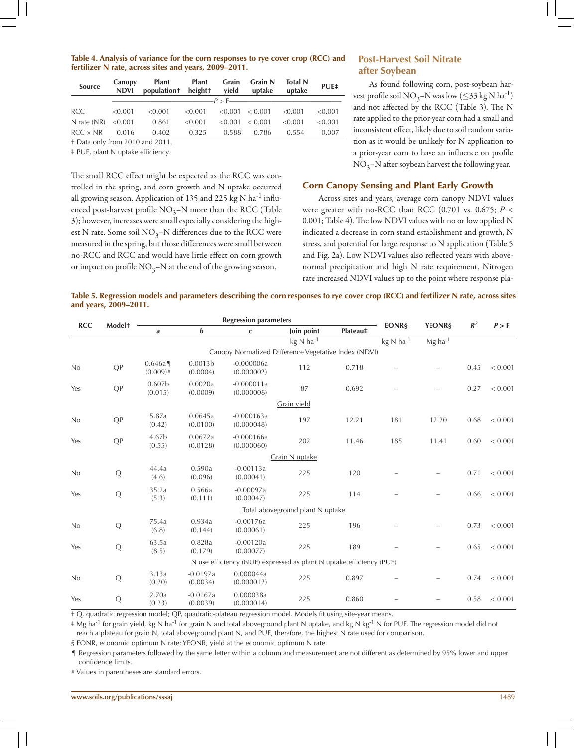**Table 4. Analysis of variance for the corn responses to rye cover crop (RCC) and fertilizer N rate, across sites and years, 2009–2011.**

| Source | Canopy NDVI | Plant population† | Plant height† | Grain yield | Grain N uptake | Total N uptake | PUE‡ |
|---|---|---|---|---|---|---|---|
| | $P > F$ | | | | | | |
| RCC | <0.001 | <0.001 | <0.001 | <0.001 | < 0.001 | <0.001 | <0.001 |
| N rate (NR) | <0.001 | 0.861 | <0.001 | <0.001 | < 0.001 | <0.001 | <0.001 |
| RCC × NR | 0.016 | 0.402 | 0.325 | 0.588 | 0.786 | 0.554 | 0.007 |

† Data only from 2010 and 2011.

‡ PUE, plant N uptake efficiency.

The small RCC effect might be expected as the RCC was controlled in the spring, and corn growth and N uptake occurred all growing season. Application of 135 and 225 kg N $ha^{-1}$ influenced post-harvest profile $NO_3$–N more than the RCC (Table 3); however, increases were small especially considering the highest N rate. Some soil $NO_3$–N differences due to the RCC were measured in the spring, but those differences were small between no-RCC and RCC and would have little effect on corn growth or impact on profile $NO_3$–N at the end of the growing season.

## Post-Harvest Soil Nitrate after Soybean

As found following corn, post-soybean harvest profile soil $NO_3$–N was low (≤33 kg N $ha^{-1}$) and not affected by the RCC (Table 3). The N rate applied to the prior-year corn had a small and inconsistent effect, likely due to soil random variation as it would be unlikely for N application to a prior-year corn to have an influence on profile $NO_3$–N after soybean harvest the following year.

## Corn Canopy Sensing and Plant Early Growth

Across sites and years, average corn canopy NDVI values were greater with no-RCC than RCC (0.701 vs. 0.675; $P < 0.001$; Table 4). The low NDVI values with no or low applied N indicated a decrease in corn stand establishment and growth, N stress, and potential for large response to N application (Table 5 and Fig. 2a). Low NDVI values also reflected years with above-normal precipitation and high N rate requirement. Nitrogen rate increased NDVI values up to the point where response pla-

**Table 5. Regression models and parameters describing the corn responses to rye cover crop (RCC) and fertilizer N rate, across sites and years, 2009–2011.**

| RCC | Model† | Regression parameters | | | | | EONR§ | YEONR§ | $R^2$ | $P > F$ |
|---|---|---|---|---|---|---|---|---|---|---|
| | | *a* | *b* | *c* | Join point | Plateau‡ | | | | |
| | | | | | kg N $ha^{-1}$ | | kg N $ha^{-1}$ | Mg $ha^{-1}$ | | |
| | | | | Canopy Normalized Difference Vegetative Index (NDVI) | | | | | | |
| No | QP | 0.646a¶ (0.009)# | 0.0013b (0.0004) | -0.000006a (0.000002) | 112 | 0.718 | – | – | 0.45 | < 0.001 |
| Yes | QP | 0.607b (0.015) | 0.0020a (0.0009) | -0.000011a (0.000008) | 87 | 0.692 | – | – | 0.27 | < 0.001 |
| | | | | Grain yield | | | | | | |
| No | QP | 5.87a (0.42) | 0.0645a (0.0100) | -0.000163a (0.000048) | 197 | 12.21 | 181 | 12.20 | 0.68 | < 0.001 |
| Yes | QP | 4.67b (0.55) | 0.0672a (0.0128) | -0.000166a (0.000060) | 202 | 11.46 | 185 | 11.41 | 0.60 | < 0.001 |
| | | | | Grain N uptake | | | | | | |
| No | Q | 44.4a (4.6) | 0.590a (0.096) | -0.00113a (0.00041) | 225 | 120 | – | – | 0.71 | < 0.001 |
| Yes | Q | 35.2a (5.3) | 0.566a (0.111) | -0.00097a (0.00047) | 225 | 114 | – | – | 0.66 | < 0.001 |
| | | | | Total aboveground plant N uptake | | | | | | |
| No | Q | 75.4a (6.8) | 0.934a (0.144) | -0.00176a (0.00061) | 225 | 196 | – | – | 0.73 | < 0.001 |
| Yes | Q | 63.5a (8.5) | 0.828a (0.179) | -0.00120a (0.00077) | 225 | 189 | – | – | 0.65 | < 0.001 |
| | | | | N use efficiency (NUE) expressed as plant N uptake efficiency (PUE) | | | | | | |
| No | Q | 3.13a (0.20) | -0.0197a (0.0034) | 0.000044a (0.000012) | 225 | 0.897 | – | – | 0.74 | < 0.001 |
| Yes | Q | 2.70a (0.23) | -0.0167a (0.0039) | 0.000038a (0.000014) | 225 | 0.860 | – | – | 0.58 | < 0.001 |

† Q, quadratic regression model; QP, quadratic-plateau regression model. Models fit using site-year means.

‡ Mg $ha^{-1}$ for grain yield, kg N $ha^{-1}$ for grain N and total aboveground plant N uptake, and kg N $kg^{-1}$ N for PUE. The regression model did not reach a plateau for grain N, total aboveground plant N, and PUE, therefore, the highest N rate used for comparison.

§ EONR, economic optimum N rate; YEONR, yield at the economic optimum N rate.

¶ Regression parameters followed by the same letter within a column and measurement are not different as determined by 95% lower and upper confidence limits.

# Values in parentheses are standard errors.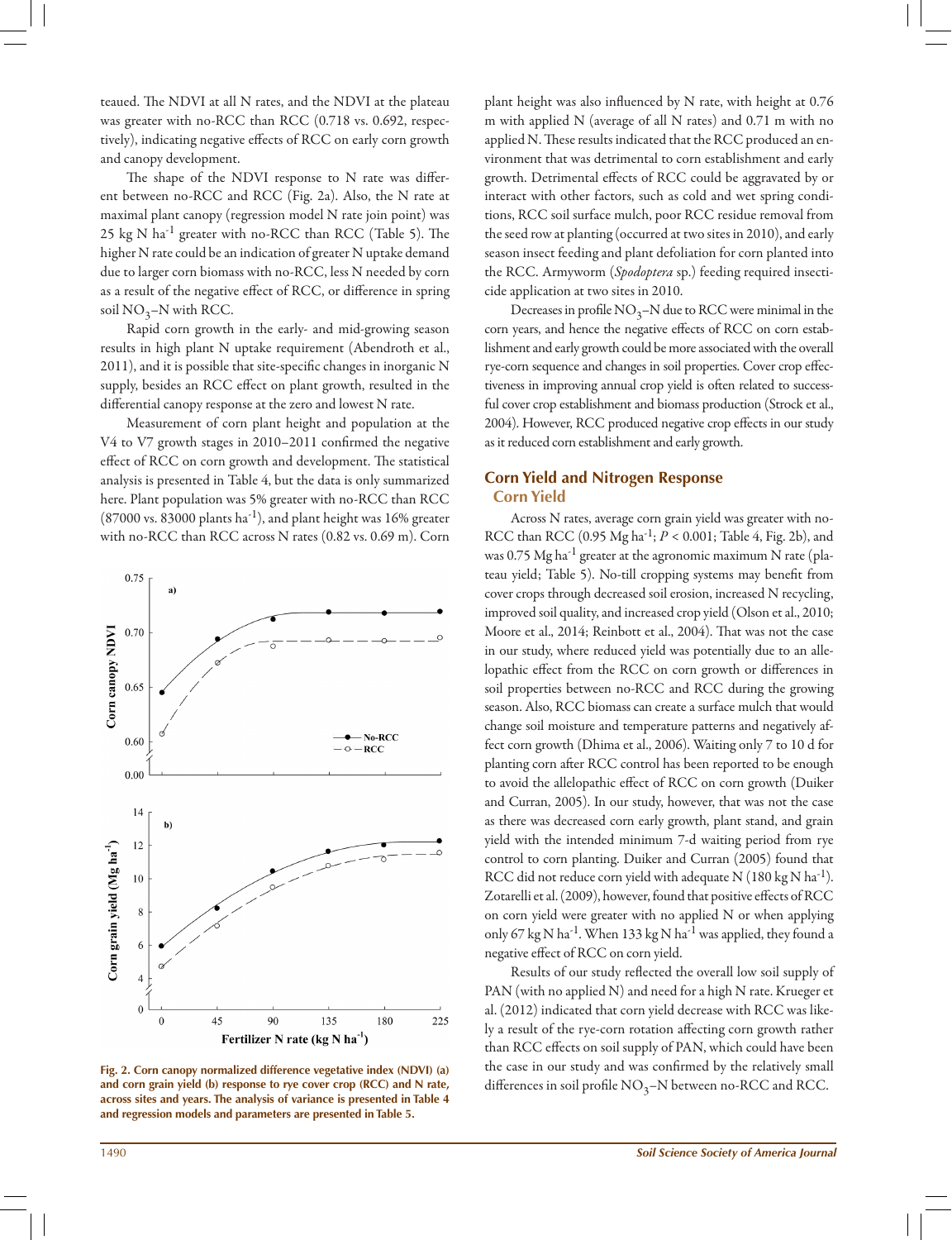teaued. The NDVI at all N rates, and the NDVI at the plateau was greater with no-RCC than RCC (0.718 vs. 0.692, respectively), indicating negative effects of RCC on early corn growth and canopy development.

The shape of the NDVI response to N rate was different between no-RCC and RCC (Fig. 2a). Also, the N rate at maximal plant canopy (regression model N rate join point) was 25 kg N ha$^{-1}$ greater with no-RCC than RCC (Table 5). The higher N rate could be an indication of greater N uptake demand due to larger corn biomass with no-RCC, less N needed by corn as a result of the negative effect of RCC, or difference in spring soil $NO_3$–N with RCC.

Rapid corn growth in the early- and mid-growing season results in high plant N uptake requirement (Abendroth et al., 2011), and it is possible that site-specific changes in inorganic N supply, besides an RCC effect on plant growth, resulted in the differential canopy response at the zero and lowest N rate.

Measurement of corn plant height and population at the V4 to V7 growth stages in 2010–2011 confirmed the negative effect of RCC on corn growth and development. The statistical analysis is presented in Table 4, but the data is only summarized here. Plant population was 5% greater with no-RCC than RCC (87000 vs. 83000 plants ha$^{-1}$), and plant height was 16% greater with no-RCC than RCC across N rates (0.82 vs. 0.69 m). Corn plant height was also influenced by N rate, with height at 0.76 m with applied N (average of all N rates) and 0.71 m with no applied N. These results indicated that the RCC produced an environment that was detrimental to corn establishment and early growth. Detrimental effects of RCC could be aggravated by or interact with other factors, such as cold and wet spring conditions, RCC soil surface mulch, poor RCC residue removal from the seed row at planting (occurred at two sites in 2010), and early season insect feeding and plant defoliation for corn planted into the RCC. Armyworm (*Spodoptera* sp.) feeding required insecticide application at two sites in 2010.

Decreases in profile $NO_3$–N due to RCC were minimal in the corn years, and hence the negative effects of RCC on corn establishment and early growth could be more associated with the overall rye-corn sequence and changes in soil properties. Cover crop effectiveness in improving annual crop yield is often related to successful cover crop establishment and biomass production (Strock et al., 2004). However, RCC produced negative crop effects in our study as it reduced corn establishment and early growth.

Fig. 2. Corn canopy normalized difference vegetative index (NDVI) (a) and corn grain yield (b) response to rye cover crop (RCC) and N rate, across sites and years. The analysis of variance is presented in Table 4 and regression models and parameters are presented in Table 5.

## Corn Yield and Nitrogen Response

### Corn Yield

Across N rates, average corn grain yield was greater with no-RCC than RCC (0.95 Mg ha$^{-1}$; $P < 0.001$; Table 4, Fig. 2b), and was 0.75 Mg ha$^{-1}$ greater at the agronomic maximum N rate (plateau yield; Table 5). No-till cropping systems may benefit from cover crops through decreased soil erosion, increased N recycling, improved soil quality, and increased crop yield (Olson et al., 2010; Moore et al., 2014; Reinbott et al., 2004). That was not the case in our study, where reduced yield was potentially due to an allelopathic effect from the RCC on corn growth or differences in soil properties between no-RCC and RCC during the growing season. Also, RCC biomass can create a surface mulch that would change soil moisture and temperature patterns and negatively affect corn growth (Dhima et al., 2006). Waiting only 7 to 10 d for planting corn after RCC control has been reported to be enough to avoid the allelopathic effect of RCC on corn growth (Duiker and Curran, 2005). In our study, however, that was not the case as there was decreased corn early growth, plant stand, and grain yield with the intended minimum 7-d waiting period from rye control to corn planting. Duiker and Curran (2005) found that RCC did not reduce corn yield with adequate N (180 kg N ha$^{-1}$). Zotarelli et al. (2009), however, found that positive effects of RCC on corn yield were greater with no applied N or when applying only 67 kg N ha$^{-1}$. When 133 kg N ha$^{-1}$ was applied, they found a negative effect of RCC on corn yield.

Results of our study reflected the overall low soil supply of PAN (with no applied N) and need for a high N rate. Krueger et al. (2012) indicated that corn yield decrease with RCC was likely a result of the rye-corn rotation affecting corn growth rather than RCC effects on soil supply of PAN, which could have been the case in our study and was confirmed by the relatively small differences in soil profile $NO_3$–N between no-RCC and RCC.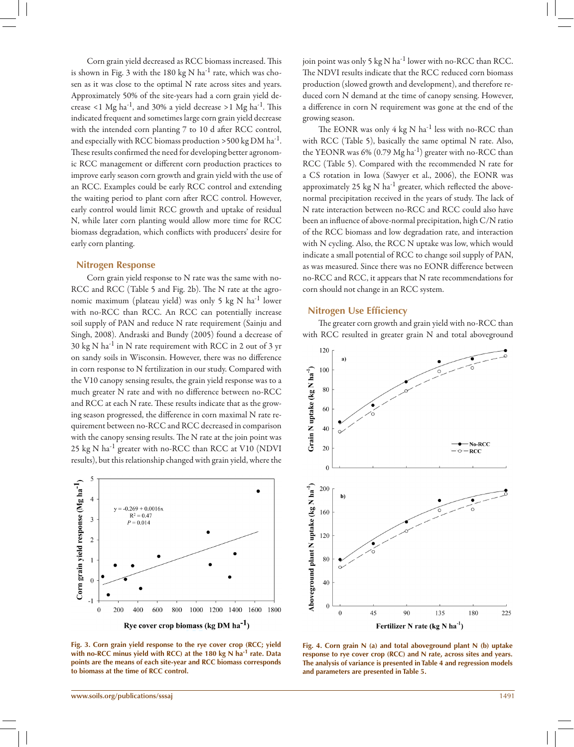Corn grain yield decreased as RCC biomass increased. This is shown in Fig. 3 with the 180 kg N ha$^{-1}$ rate, which was chosen as it was close to the optimal N rate across sites and years. Approximately 50% of the site-years had a corn grain yield decrease <1 Mg ha$^{-1}$, and 30% a yield decrease >1 Mg ha$^{-1}$. This indicated frequent and sometimes large corn grain yield decrease with the intended corn planting 7 to 10 d after RCC control, and especially with RCC biomass production >500 kg DM ha$^{-1}$. These results confirmed the need for developing better agronomic RCC management or different corn production practices to improve early season corn growth and grain yield with the use of an RCC. Examples could be early RCC control and extending the waiting period to plant corn after RCC control. However, early control would limit RCC growth and uptake of residual N, while later corn planting would allow more time for RCC biomass degradation, which conflicts with producers' desire for early corn planting.

## Nitrogen Response

Corn grain yield response to N rate was the same with no-RCC and RCC (Table 5 and Fig. 2b). The N rate at the agronomic maximum (plateau yield) was only 5 kg N ha$^{-1}$ lower with no-RCC than RCC. An RCC can potentially increase soil supply of PAN and reduce N rate requirement (Sainju and Singh, 2008). Andraski and Bundy (2005) found a decrease of 30 kg N ha$^{-1}$ in N rate requirement with RCC in 2 out of 3 yr on sandy soils in Wisconsin. However, there was no difference in corn response to N fertilization in our study. Compared with the V10 canopy sensing results, the grain yield response was to a much greater N rate and with no difference between no-RCC and RCC at each N rate. These results indicate that as the growing season progressed, the difference in corn maximal N rate requirement between no-RCC and RCC decreased in comparison with the canopy sensing results. The N rate at the join point was 25 kg N ha$^{-1}$ greater with no-RCC than RCC at V10 (NDVI results), but this relationship changed with grain yield, where the join point was only 5 kg N ha$^{-1}$ lower with no-RCC than RCC. The NDVI results indicate that the RCC reduced corn biomass production (slowed growth and development), and therefore reduced corn N demand at the time of canopy sensing. However, a difference in corn N requirement was gone at the end of the growing season.

The EONR was only 4 kg N ha$^{-1}$ less with no-RCC than with RCC (Table 5), basically the same optimal N rate. Also, the YEONR was 6% (0.79 Mg ha$^{-1}$) greater with no-RCC than RCC (Table 5). Compared with the recommended N rate for a CS rotation in Iowa (Sawyer et al., 2006), the EONR was approximately 25 kg N ha$^{-1}$ greater, which reflected the above-normal precipitation received in the years of study. The lack of N rate interaction between no-RCC and RCC could also have been an influence of above-normal precipitation, high C/N ratio of the RCC biomass and low degradation rate, and interaction with N cycling. Also, the RCC N uptake was low, which would indicate a small potential of RCC to change soil supply of PAN, as was measured. Since there was no EONR difference between no-RCC and RCC, it appears that N rate recommendations for corn should not change in an RCC system.

## Nitrogen Use Efficiency

The greater corn growth and grain yield with no-RCC than with RCC resulted in greater grain N and total aboveground

Fig. 3. Corn grain yield response to the rye cover crop (RCC; yield with no-RCC minus yield with RCC) at the 180 kg N ha$^{-1}$ rate. Data points are the means of each site-year and RCC biomass corresponds to biomass at the time of RCC control.

Fig. 4. Corn grain N (a) and total aboveground plant N (b) uptake response to rye cover crop (RCC) and N rate, across sites and years. The analysis of variance is presented in Table 4 and regression models and parameters are presented in Table 5.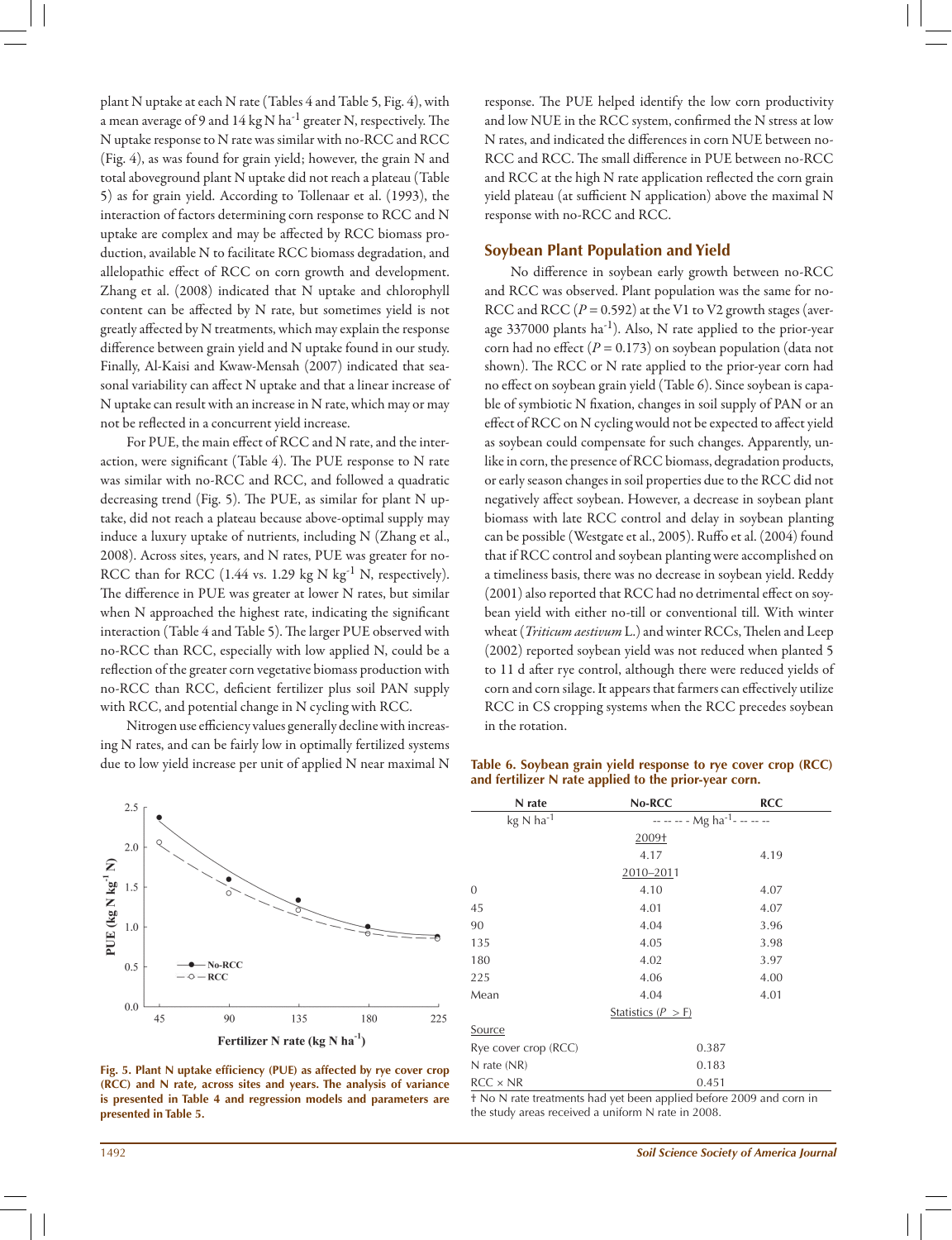plant N uptake at each N rate (Tables 4 and Table 5, Fig. 4), with a mean average of 9 and 14 kg N $ha^{-1}$ greater N, respectively. The N uptake response to N rate was similar with no-RCC and RCC (Fig. 4), as was found for grain yield; however, the grain N and total aboveground plant N uptake did not reach a plateau (Table 5) as for grain yield. According to Tollenaar et al. (1993), the interaction of factors determining corn response to RCC and N uptake are complex and may be affected by RCC biomass production, available N to facilitate RCC biomass degradation, and allelopathic effect of RCC on corn growth and development. Zhang et al. (2008) indicated that N uptake and chlorophyll content can be affected by N rate, but sometimes yield is not greatly affected by N treatments, which may explain the response difference between grain yield and N uptake found in our study. Finally, Al-Kaisi and Kwaw-Mensah (2007) indicated that seasonal variability can affect N uptake and that a linear increase of N uptake can result with an increase in N rate, which may or may not be reflected in a concurrent yield increase.

For PUE, the main effect of RCC and N rate, and the interaction, were significant (Table 4). The PUE response to N rate was similar with no-RCC and RCC, and followed a quadratic decreasing trend (Fig. 5). The PUE, as similar for plant N uptake, did not reach a plateau because above-optimal supply may induce a luxury uptake of nutrients, including N (Zhang et al., 2008). Across sites, years, and N rates, PUE was greater for no-RCC than for RCC (1.44 vs. 1.29 kg N $kg^{-1}$ N, respectively). The difference in PUE was greater at lower N rates, but similar when N approached the highest rate, indicating the significant interaction (Table 4 and Table 5). The larger PUE observed with no-RCC than RCC, especially with low applied N, could be a reflection of the greater corn vegetative biomass production with no-RCC than RCC, deficient fertilizer plus soil PAN supply with RCC, and potential change in N cycling with RCC.

Nitrogen use efficiency values generally decline with increasing N rates, and can be fairly low in optimally fertilized systems due to low yield increase per unit of applied N near maximal N response. The PUE helped identify the low corn productivity and low NUE in the RCC system, confirmed the N stress at low N rates, and indicated the differences in corn NUE between no-RCC and RCC. The small difference in PUE between no-RCC and RCC at the high N rate application reflected the corn grain yield plateau (at sufficient N application) above the maximal N response with no-RCC and RCC.

Fig. 5. Plant N uptake efficiency (PUE) as affected by rye cover crop (RCC) and N rate, across sites and years. The analysis of variance is presented in Table 4 and regression models and parameters are presented in Table 5.

## Soybean Plant Population and Yield

No difference in soybean early growth between no-RCC and RCC was observed. Plant population was the same for no-RCC and RCC ($P = 0.592$) at the V1 to V2 growth stages (average 337000 plants $ha^{-1}$). Also, N rate applied to the prior-year corn had no effect ($P = 0.173$) on soybean population (data not shown). The RCC or N rate applied to the prior-year corn had no effect on soybean grain yield (Table 6). Since soybean is capable of symbiotic N fixation, changes in soil supply of PAN or an effect of RCC on N cycling would not be expected to affect yield as soybean could compensate for such changes. Apparently, unlike in corn, the presence of RCC biomass, degradation products, or early season changes in soil properties due to the RCC did not negatively affect soybean. However, a decrease in soybean plant biomass with late RCC control and delay in soybean planting can be possible (Westgate et al., 2005). Ruffo et al. (2004) found that if RCC control and soybean planting were accomplished on a timeliness basis, there was no decrease in soybean yield. Reddy (2001) also reported that RCC had no detrimental effect on soybean yield with either no-till or conventional till. With winter wheat (*Triticum aestivum* L.) and winter RCCs, Thelen and Leep (2002) reported soybean yield was not reduced when planted 5 to 11 d after rye control, although there were reduced yields of corn and corn silage. It appears that farmers can effectively utilize RCC in CS cropping systems when the RCC precedes soybean in the rotation.

**Table 6. Soybean grain yield response to rye cover crop (RCC) and fertilizer N rate applied to the prior-year corn.**

| N rate | No-RCC | RCC |
|---|---|---|
| kg N $ha^{-1}$ | -- -- -- - Mg $ha^{-1}$- -- -- -- | |
| | 2009† | |
| | 4.17 | 4.19 |
| | 2010–2011 | |
| 0 | 4.10 | 4.07 |
| 45 | 4.01 | 4.07 |
| 90 | 4.04 | 3.96 |
| 135 | 4.05 | 3.98 |
| 180 | 4.02 | 3.97 |
| 225 | 4.06 | 4.00 |
| Mean | 4.04 | 4.01 |
| | Statistics ($P > F$) | |
| Source | | |
| Rye cover crop (RCC) | 0.387 | |
| N rate (NR) | 0.183 | |
| RCC × NR | 0.451 | |

† No N rate treatments had yet been applied before 2009 and corn in the study areas received a uniform N rate in 2008.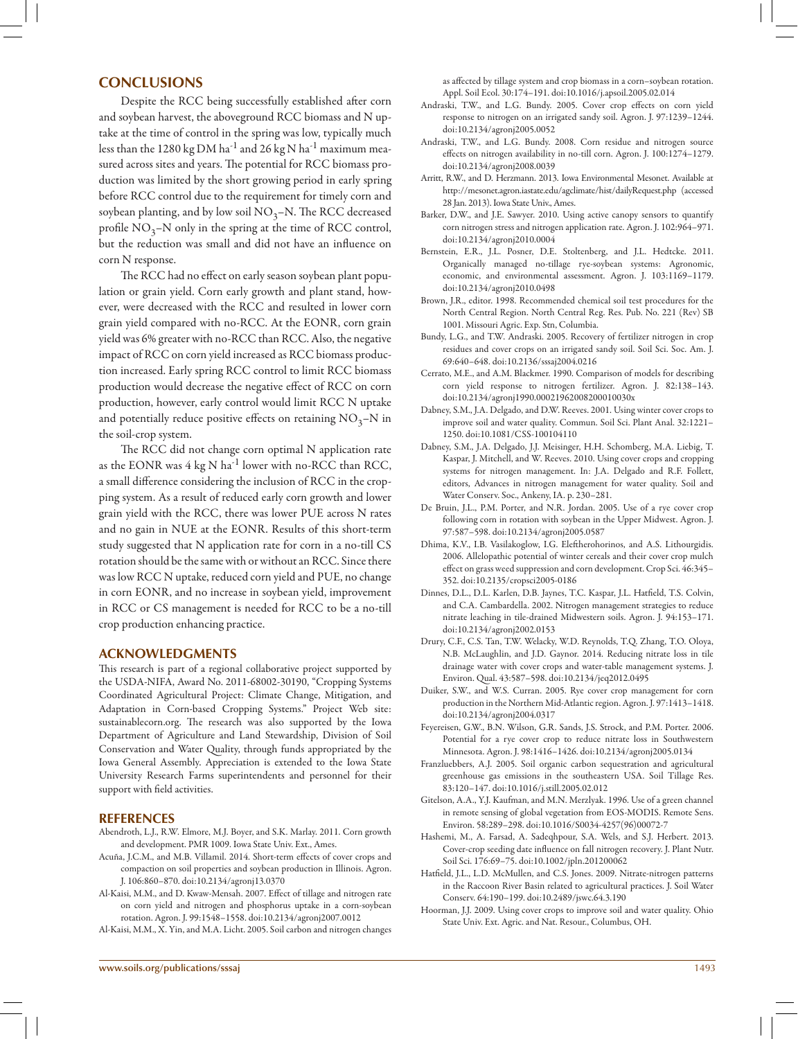## CONCLUSIONS

Despite the RCC being successfully established after corn and soybean harvest, the aboveground RCC biomass and N uptake at the time of control in the spring was low, typically much less than the 1280 kg DM ha$^{-1}$ and 26 kg N ha$^{-1}$ maximum measured across sites and years. The potential for RCC biomass production was limited by the short growing period in early spring before RCC control due to the requirement for timely corn and soybean planting, and by low soil $NO_3$–N. The RCC decreased profile $NO_3$–N only in the spring at the time of RCC control, but the reduction was small and did not have an influence on corn N response.

The RCC had no effect on early season soybean plant population or grain yield. Corn early growth and plant stand, however, were decreased with the RCC and resulted in lower corn grain yield compared with no-RCC. At the EONR, corn grain yield was 6% greater with no-RCC than RCC. Also, the negative impact of RCC on corn yield increased as RCC biomass production increased. Early spring RCC control to limit RCC biomass production would decrease the negative effect of RCC on corn production, however, early control would limit RCC N uptake and potentially reduce positive effects on retaining $NO_3$–N in the soil-crop system.

The RCC did not change corn optimal N application rate as the EONR was 4 kg N ha$^{-1}$ lower with no-RCC than RCC, a small difference considering the inclusion of RCC in the cropping system. As a result of reduced early corn growth and lower grain yield with the RCC, there was lower PUE across N rates and no gain in NUE at the EONR. Results of this short-term study suggested that N application rate for corn in a no-till CS rotation should be the same with or without an RCC. Since there was low RCC N uptake, reduced corn yield and PUE, no change in corn EONR, and no increase in soybean yield, improvement in RCC or CS management is needed for RCC to be a no-till crop production enhancing practice.

## ACKNOWLEDGMENTS

This research is part of a regional collaborative project supported by the USDA-NIFA, Award No. 2011-68002-30190, "Cropping Systems Coordinated Agricultural Project: Climate Change, Mitigation, and Adaptation in Corn-based Cropping Systems." Project Web site: sustainablecorn.org. The research was also supported by the Iowa Department of Agriculture and Land Stewardship, Division of Soil Conservation and Water Quality, through funds appropriated by the Iowa General Assembly. Appreciation is extended to the Iowa State University Research Farms superintendents and personnel for their support with field activities.

## REFERENCES

Abendroth, L.J., R.W. Elmore, M.J. Boyer, and S.K. Marlay. 2011. Corn growth and development. PMR 1009. Iowa State Univ. Ext., Ames.

Acuña, J.C.M., and M.B. Villamil. 2014. Short-term effects of cover crops and compaction on soil properties and soybean production in Illinois. Agron. J. 106:860–870. doi:10.2134/agronj13.0370

Al-Kaisi, M.M., and D. Kwaw-Mensah. 2007. Effect of tillage and nitrogen rate on corn yield and nitrogen and phosphorus uptake in a corn-soybean rotation. Agron. J. 99:1548–1558. doi:10.2134/agronj2007.0012

Al-Kaisi, M.M., X. Yin, and M.A. Licht. 2005. Soil carbon and nitrogen changes as affected by tillage system and crop biomass in a corn–soybean rotation. Appl. Soil Ecol. 30:174–191. doi:10.1016/j.apsoil.2005.02.014

Andraski, T.W., and L.G. Bundy. 2005. Cover crop effects on corn yield response to nitrogen on an irrigated sandy soil. Agron. J. 97:1239–1244. doi:10.2134/agronj2005.0052

Andraski, T.W., and L.G. Bundy. 2008. Corn residue and nitrogen source effects on nitrogen availability in no-till corn. Agron. J. 100:1274–1279. doi:10.2134/agronj2008.0039

Arritt, R.W., and D. Herzmann. 2013. Iowa Environmental Mesonet. Available at http://mesonet.agron.iastate.edu/agclimate/hist/dailyRequest.php (accessed 28 Jan. 2013). Iowa State Univ., Ames.

Barker, D.W., and J.E. Sawyer. 2010. Using active canopy sensors to quantify corn nitrogen stress and nitrogen application rate. Agron. J. 102:964–971. doi:10.2134/agronj2010.0004

Bernstein, E.R., J.L. Posner, D.E. Stoltenberg, and J.L. Hedtcke. 2011. Organically managed no-tillage rye-soybean systems: Agronomic, economic, and environmental assessment. Agron. J. 103:1169–1179. doi:10.2134/agronj2010.0498

Brown, J.R., editor. 1998. Recommended chemical soil test procedures for the North Central Region. North Central Reg. Res. Pub. No. 221 (Rev) SB 1001. Missouri Agric. Exp. Stn, Columbia.

Bundy, L.G., and T.W. Andraski. 2005. Recovery of fertilizer nitrogen in crop residues and cover crops on an irrigated sandy soil. Soil Sci. Soc. Am. J. 69:640–648. doi:10.2136/sssaj2004.0216

Cerrato, M.E., and A.M. Blackmer. 1990. Comparison of models for describing corn yield response to nitrogen fertilizer. Agron. J. 82:138–143. doi:10.2134/agronj1990.00021962008200010030x

Dabney, S.M., J.A. Delgado, and D.W. Reeves. 2001. Using winter cover crops to improve soil and water quality. Commun. Soil Sci. Plant Anal. 32:1221–1250. doi:10.1081/CSS-100104110

Dabney, S.M., J.A. Delgado, J.J. Meisinger, H.H. Schomberg, M.A. Liebig, T. Kaspar, J. Mitchell, and W. Reeves. 2010. Using cover crops and cropping systems for nitrogen management. In: J.A. Delgado and R.F. Follett, editors, Advances in nitrogen management for water quality. Soil and Water Conserv. Soc., Ankeny, IA. p. 230–281.

De Bruin, J.L., P.M. Porter, and N.R. Jordan. 2005. Use of a rye cover crop following corn in rotation with soybean in the Upper Midwest. Agron. J. 97:587–598. doi:10.2134/agronj2005.0587

Dhima, K.V., I.B. Vasilakoglou, I.G. Eleftherohorinos, and A.S. Lithourgidis. 2006. Allelopathic potential of winter cereals and their cover crop mulch effect on grass weed suppression and corn development. Crop Sci. 46:345–352. doi:10.2135/cropsci2005-0186

Dinnes, D.L., D.L. Karlen, D.B. Jaynes, T.C. Kaspar, J.L. Hatfield, T.S. Colvin, and C.A. Cambardella. 2002. Nitrogen management strategies to reduce nitrate leaching in tile-drained Midwestern soils. Agron. J. 94:153–171. doi:10.2134/agronj2002.0153

Drury, C.F., C.S. Tan, T.W. Welacky, W.D. Reynolds, T.Q. Zhang, T.O. Oloya, N.B. McLaughlin, and J.D. Gaynor. 2014. Reducing nitrate loss in tile drainage water with cover crops and water-table management systems. J. Environ. Qual. 43:587–598. doi:10.2134/jeq2012.0495

Duiker, S.W., and W.S. Curran. 2005. Rye cover crop management for corn production in the Northern Mid-Atlantic region. Agron. J. 97:1413–1418. doi:10.2134/agronj2004.0317

Feyereisen, G.W., B.N. Wilson, G.R. Sands, J.S. Strock, and P.M. Porter. 2006. Potential for a rye cover crop to reduce nitrate loss in Southwestern Minnesota. Agron. J. 98:1416–1426. doi:10.2134/agronj2005.0134

Franzluebbers, A.J. 2005. Soil organic carbon sequestration and agricultural greenhouse gas emissions in the southeastern USA. Soil Tillage Res. 83:120–147. doi:10.1016/j.still.2005.02.012

Gitelson, A.A., Y.J. Kaufman, and M.N. Merzlyak. 1996. Use of a green channel in remote sensing of global vegetation from EOS-MODIS. Remote Sens. Environ. 58:289–298. doi:10.1016/S0034-4257(96)00072-7

Hashemi, M., A. Farsad, A. Sadeqhpour, S.A. Wels, and S.J. Herbert. 2013. Cover-crop seeding date influence on fall nitrogen recovery. J. Plant Nutr. Soil Sci. 176:69–75. doi:10.1002/jpln.201200062

Hatfield, J.L., L.D. McMullen, and C.S. Jones. 2009. Nitrate-nitrogen patterns in the Raccoon River Basin related to agricultural practices. J. Soil Water Conserv. 64:190–199. doi:10.2489/jswc.64.3.190

Hoorman, J.J. 2009. Using cover crops to improve soil and water quality. Ohio State Univ. Ext. Agric. and Nat. Resour., Columbus, OH.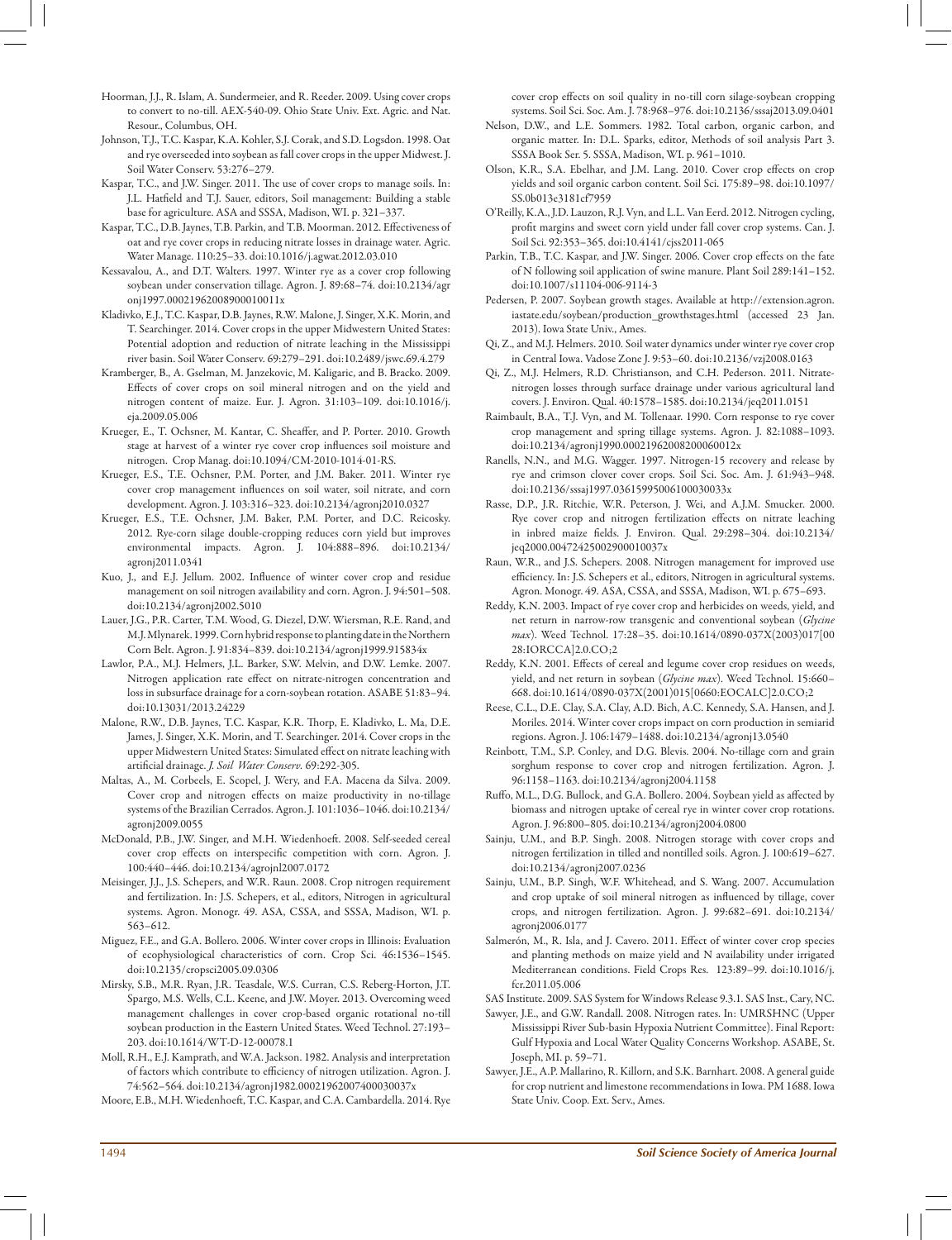Hoorman, J.J., R. Islam, A. Sundermeier, and R. Reeder. 2009. Using cover crops to convert to no-till. AEX-540-09. Ohio State Univ. Ext. Agric. and Nat. Resour., Columbus, OH.

Johnson, T.J., T.C. Kaspar, K.A. Kohler, S.J. Corak, and S.D. Logsdon. 1998. Oat and rye overseeded into soybean as fall cover crops in the upper Midwest. J. Soil Water Conserv. 53:276–279.

Kaspar, T.C., and J.W. Singer. 2011. The use of cover crops to manage soils. In: J.L. Hatfield and T.J. Sauer, editors, Soil management: Building a stable base for agriculture. ASA and SSSA, Madison, WI. p. 321–337.

Kaspar, T.C., D.B. Jaynes, T.B. Parkin, and T.B. Moorman. 2012. Effectiveness of oat and rye cover crops in reducing nitrate losses in drainage water. Agric. Water Manage. 110:25–33. doi:10.1016/j.agwat.2012.03.010

Kessavalou, A., and D.T. Walters. 1997. Winter rye as a cover crop following soybean under conservation tillage. Agron. J. 89:68–74. doi:10.2134/agronj1997.00021962008900010011x

Kladivko, E.J., T.C. Kaspar, D.B. Jaynes, R.W. Malone, J. Singer, X.K. Morin, and T. Searchinger. 2014. Cover crops in the upper Midwestern United States: Potential adoption and reduction of nitrate leaching in the Mississippi river basin. Soil Water Conserv. 69:279–291. doi:10.2489/jswc.69.4.279

Kramberger, B., A. Gselman, M. Janzekovic, M. Kaligaric, and B. Bracko. 2009. Effects of cover crops on soil mineral nitrogen and on the yield and nitrogen content of maize. Eur. J. Agron. 31:103–109. doi:10.1016/j.eja.2009.05.006

Krueger, E., T. Ochsner, M. Kantar, C. Sheaffer, and P. Porter. 2010. Growth stage at harvest of a winter rye cover crop influences soil moisture and nitrogen. Crop Manag. doi:10.1094/CM-2010-1014-01-RS.

Krueger, E.S., T.E. Ochsner, P.M. Porter, and J.M. Baker. 2011. Winter rye cover crop management influences on soil water, soil nitrate, and corn development. Agron. J. 103:316–323. doi:10.2134/agronj2010.0327

Krueger, E.S., T.E. Ochsner, J.M. Baker, P.M. Porter, and D.C. Reicosky. 2012. Rye-corn silage double-cropping reduces corn yield but improves environmental impacts. Agron. J. 104:888–896. doi:10.2134/agronj2011.0341

Kuo, J., and E.J. Jellum. 2002. Influence of winter cover crop and residue management on soil nitrogen availability and corn. Agron. J. 94:501–508. doi:10.2134/agronj2002.5010

Lauer, J.G., P.R. Carter, T.M. Wood, G. Diezel, D.W. Wiersman, R.E. Rand, and M.J. Mlynarek. 1999. Corn hybrid response to planting date in the Northern Corn Belt. Agron. J. 91:834–839. doi:10.2134/agronj1999.915834x

Lawlor, P.A., M.J. Helmers, J.L. Barker, S.W. Melvin, and D.W. Lemke. 2007. Nitrogen application rate effect on nitrate-nitrogen concentration and loss in subsurface drainage for a corn-soybean rotation. ASABE 51:83–94. doi:10.13031/2013.24229

Malone, R.W., D.B. Jaynes, T.C. Kaspar, K.R. Thorp, E. Kladivko, L. Ma, D.E. James, J. Singer, X.K. Morin, and T. Searchinger. 2014. Cover crops in the upper Midwestern United States: Simulated effect on nitrate leaching with artificial drainage. *J. Soil Water Conserv.* 69:292-305.

Maltas, A., M. Corbeels, E. Scopel, J. Wery, and F.A. Macena da Silva. 2009. Cover crop and nitrogen effects on maize productivity in no-tillage systems of the Brazilian Cerrados. Agron. J. 101:1036–1046. doi:10.2134/agronj2009.0055

McDonald, P.B., J.W. Singer, and M.H. Wiedenhoeft. 2008. Self-seeded cereal cover crop effects on interspecific competition with corn. Agron. J. 100:440–446. doi:10.2134/agrojnl2007.0172

Meisinger, J.J., J.S. Schepers, and W.R. Raun. 2008. Crop nitrogen requirement and fertilization. In: J.S. Schepers, et al., editors, Nitrogen in agricultural systems. Agron. Monogr. 49. ASA, CSSA, and SSSA, Madison, WI. p. 563–612.

Miguez, F.E., and G.A. Bollero. 2006. Winter cover crops in Illinois: Evaluation of ecophysiological characteristics of corn. Crop Sci. 46:1536–1545. doi:10.2135/cropsci2005.09.0306

Mirsky, S.B., M.R. Ryan, J.R. Teasdale, W.S. Curran, C.S. Reberg-Horton, J.T. Spargo, M.S. Wells, C.L. Keene, and J.W. Moyer. 2013. Overcoming weed management challenges in cover crop-based organic rotational no-till soybean production in the Eastern United States. Weed Technol. 27:193–203. doi:10.1614/WT-D-12-00078.1

Moll, R.H., E.J. Kamprath, and W.A. Jackson. 1982. Analysis and interpretation of factors which contribute to efficiency of nitrogen utilization. Agron. J. 74:562–564. doi:10.2134/agronj1982.00021962007400030037x

Moore, E.B., M.H. Wiedenhoeft, T.C. Kaspar, and C.A. Cambardella. 2014. Rye cover crop effects on soil quality in no-till corn silage-soybean cropping systems. Soil Sci. Soc. Am. J. 78:968–976. doi:10.2136/sssaj2013.09.0401

Nelson, D.W., and L.E. Sommers. 1982. Total carbon, organic carbon, and organic matter. In: D.L. Sparks, editor, Methods of soil analysis Part 3. SSSA Book Ser. 5. SSSA, Madison, WI. p. 961–1010.

Olson, K.R., S.A. Ebelhar, and J.M. Lang. 2010. Cover crop effects on crop yields and soil organic carbon content. Soil Sci. 175:89–98. doi:10.1097/SS.0b013e3181cf7959

O'Reilly, K.A., J.D. Lauzon, R.J. Vyn, and L.L. Van Eerd. 2012. Nitrogen cycling, profit margins and sweet corn yield under fall cover crop systems. Can. J. Soil Sci. 92:353–365. doi:10.4141/cjss2011-065

Parkin, T.B., T.C. Kaspar, and J.W. Singer. 2006. Cover crop effects on the fate of N following soil application of swine manure. Plant Soil 289:141–152. doi:10.1007/s11104-006-9114-3

Pedersen, P. 2007. Soybean growth stages. Available at http://extension.agron.iastate.edu/soybean/production_growthstages.html (accessed 23 Jan. 2013). Iowa State Univ., Ames.

Qi, Z., and M.J. Helmers. 2010. Soil water dynamics under winter rye cover crop in Central Iowa. Vadose Zone J. 9:53–60. doi:10.2136/vzj2008.0163

Qi, Z., M.J. Helmers, R.D. Christianson, and C.H. Pederson. 2011. Nitrate-nitrogen losses through surface drainage under various agricultural land covers. J. Environ. Qual. 40:1578–1585. doi:10.2134/jeq2011.0151

Raimbault, B.A., T.J. Vyn, and M. Tollenaar. 1990. Corn response to rye cover crop management and spring tillage systems. Agron. J. 82:1088–1093. doi:10.2134/agronj1990.00021962008200060012x

Ranells, N.N., and M.G. Wagger. 1997. Nitrogen-15 recovery and release by rye and crimson clover cover crops. Soil Sci. Soc. Am. J. 61:943–948. doi:10.2136/sssaj1997.03615995006100030033x

Rasse, D.P., J.R. Ritchie, W.R. Peterson, J. Wei, and A.J.M. Smucker. 2000. Rye cover crop and nitrogen fertilization effects on nitrate leaching in inbred maize fields. J. Environ. Qual. 29:298–304. doi:10.2134/jeq2000.00472425002900010037x

Raun, W.R., and J.S. Schepers. 2008. Nitrogen management for improved use efficiency. In: J.S. Schepers et al., editors, Nitrogen in agricultural systems. Agron. Monogr. 49. ASA, CSSA, and SSSA, Madison, WI. p. 675–693.

Reddy, K.N. 2003. Impact of rye cover crop and herbicides on weeds, yield, and net return in narrow-row transgenic and conventional soybean (*Glycine max*). Weed Technol. 17:28–35. doi:10.1614/0890-037X(2003)017[0028:IORCCA]2.0.CO;2

Reddy, K.N. 2001. Effects of cereal and legume cover crop residues on weeds, yield, and net return in soybean (*Glycine max*). Weed Technol. 15:660–668. doi:10.1614/0890-037X(2001)015[0660:EOCALC]2.0.CO;2

Reese, C.L., D.E. Clay, S.A. Clay, A.D. Bich, A.C. Kennedy, S.A. Hansen, and J. Moriles. 2014. Winter cover crops impact on corn production in semiarid regions. Agron. J. 106:1479–1488. doi:10.2134/agronj13.0540

Reinbott, T.M., S.P. Conley, and D.G. Blevis. 2004. No-tillage corn and grain sorghum response to cover crop and nitrogen fertilization. Agron. J. 96:1158–1163. doi:10.2134/agronj2004.1158

Ruffo, M.L., D.G. Bullock, and G.A. Bollero. 2004. Soybean yield as affected by biomass and nitrogen uptake of cereal rye in winter cover crop rotations. Agron. J. 96:800–805. doi:10.2134/agronj2004.0800

Sainju, U.M., and B.P. Singh. 2008. Nitrogen storage with cover crops and nitrogen fertilization in tilled and nontilled soils. Agron. J. 100:619–627. doi:10.2134/agronj2007.0236

Sainju, U.M., B.P. Singh, W.F. Whitehead, and S. Wang. 2007. Accumulation and crop uptake of soil mineral nitrogen as influenced by tillage, cover crops, and nitrogen fertilization. Agron. J. 99:682–691. doi:10.2134/agronj2006.0177

Salmerón, M., R. Isla, and J. Cavero. 2011. Effect of winter cover crop species and planting methods on maize yield and N availability under irrigated Mediterranean conditions. Field Crops Res. 123:89–99. doi:10.1016/j.fcr.2011.05.006

SAS Institute. 2009. SAS System for Windows Release 9.3.1. SAS Inst., Cary, NC.

Sawyer, J.E., and G.W. Randall. 2008. Nitrogen rates. In: UMRSHNC (Upper Mississippi River Sub-basin Hypoxia Nutrient Committee). Final Report: Gulf Hypoxia and Local Water Quality Concerns Workshop. ASABE, St. Joseph, MI. p. 59–71.

Sawyer, J.E., A.P. Mallarino, R. Killorn, and S.K. Barnhart. 2008. A general guide for crop nutrient and limestone recommendations in Iowa. PM 1688. Iowa State Univ. Coop. Ext. Serv., Ames.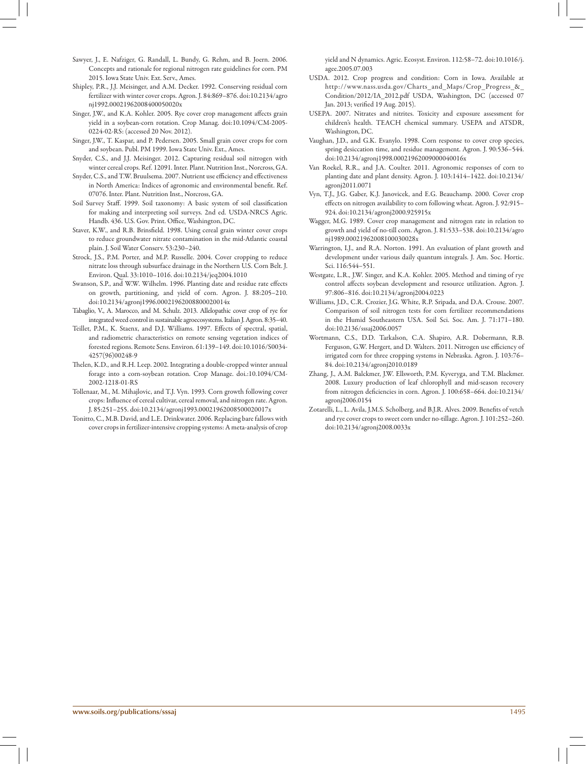Sawyer, J., E. Nafziger, G. Randall, L. Bundy, G. Rehm, and B. Joern. 2006. Concepts and rationale for regional nitrogen rate guidelines for corn. PM 2015. Iowa State Univ. Ext. Serv., Ames.

Shipley, P.R., J.J. Meisinger, and A.M. Decker. 1992. Conserving residual corn fertilizer with winter cover crops. Agron. J. 84:869–876. doi:10.2134/agronj1992.00021962008400050020x

Singer, J.W., and K.A. Kohler. 2005. Rye cover crop management affects grain yield in a soybean-corn rotation. Crop Manag. doi:10.1094/CM-2005-0224-02-RS: (accessed 20 Nov. 2012).

Singer, J.W., T. Kaspar, and P. Pedersen. 2005. Small grain cover crops for corn and soybean. Publ. PM 1999. Iowa State Univ. Ext., Ames.

Snyder, C.S., and J.J. Meisinger. 2012. Capturing residual soil nitrogen with winter cereal crops. Ref. 12091. Inter. Plant. Nutrition Inst., Norcross, GA.

Snyder, C.S., and T.W. Bruulsema. 2007. Nutrient use efficiency and effectiveness in North America: Indices of agronomic and environmental benefit. Ref. 07076. Inter. Plant. Nutrition Inst., Norcross, GA.

Soil Survey Staff. 1999. Soil taxonomy: A basic system of soil classification for making and interpreting soil surveys. 2nd ed. USDA-NRCS Agric. Handb. 436. U.S. Gov. Print. Office, Washington, DC.

Staver, K.W., and R.B. Brinsfield. 1998. Using cereal grain winter cover crops to reduce groundwater nitrate contamination in the mid-Atlantic coastal plain. J. Soil Water Conserv. 53:230–240.

Strock, J.S., P.M. Porter, and M.P. Russelle. 2004. Cover cropping to reduce nitrate loss through subsurface drainage in the Northern U.S. Corn Belt. J. Environ. Qual. 33:1010–1016. doi:10.2134/jeq2004.1010

Swanson, S.P., and W.W. Wilhelm. 1996. Planting date and residue rate effects on growth, partitioning, and yield of corn. Agron. J. 88:205–210. doi:10.2134/agronj1996.00021962008800020014x

Tabaglio, V., A. Marocco, and M. Schulz. 2013. Allelopathic cover crop of rye for integrated weed control in sustainable agroecosystems. Italian J. Agron. 8:35–40.

Teillet, P.M., K. Staenx, and D.J. Williams. 1997. Effects of spectral, spatial, and radiometric characteristics on remote sensing vegetation indices of forested regions. Remote Sens. Environ. 61:139–149. doi:10.1016/S0034-4257(96)00248-9

Thelen, K.D., and R.H. Leep. 2002. Integrating a double-cropped winter annual forage into a corn-soybean rotation. Crop Manage. doi.:10.1094/CM-2002-1218-01-RS

Tollenaar, M., M. Mihajlovic, and T.J. Vyn. 1993. Corn growth following cover crops: Influence of cereal cultivar, cereal removal, and nitrogen rate. Agron. J. 85:251–255. doi:10.2134/agronj1993.00021962008500020017x

Tonitto, C., M.B. David, and L.E. Drinkwater. 2006. Replacing bare fallows with cover crops in fertilizer-intensive cropping systems: A meta-analysis of crop yield and N dynamics. Agric. Ecosyst. Environ. 112:58–72. doi:10.1016/j.agee.2005.07.003

USDA. 2012. Crop progress and condition: Corn in Iowa. Available at http://www.nass.usda.gov/Charts_and_Maps/Crop_Progress_&_Condition/2012/IA_2012.pdf USDA, Washington, DC (accessed 07 Jan. 2013; verified 19 Aug. 2015).

USEPA. 2007. Nitrates and nitrites. Toxicity and exposure assessment for children's health. TEACH chemical summary. USEPA and ATSDR, Washington, DC.

Vaughan, J.D., and G.K. Evanylo. 1998. Corn response to cover crop species, spring desiccation time, and residue management. Agron. J. 90:536–544. doi:10.2134/agronj1998.00021962009000040016x

Van Roekel, R.R., and J.A. Coulter. 2011. Agronomic responses of corn to planting date and plant density. Agron. J. 103:1414–1422. doi:10.2134/agronj2011.0071

Vyn, T.J., J.G. Gaber, K.J. Janovicek, and E.G. Beauchamp. 2000. Cover crop effects on nitrogen availability to corn following wheat. Agron. J. 92:915–924. doi:10.2134/agronj2000.925915x

Wagger, M.G. 1989. Cover crop management and nitrogen rate in relation to growth and yield of no-till corn. Agron. J. 81:533–538. doi:10.2134/agronj1989.00021962008100030028x

Warrington, I.J., and R.A. Norton. 1991. An evaluation of plant growth and development under various daily quantum integrals. J. Am. Soc. Hortic. Sci. 116:544–551.

Westgate, L.R., J.W. Singer, and K.A. Kohler. 2005. Method and timing of rye control affects soybean development and resource utilization. Agron. J. 97:806–816. doi:10.2134/agronj2004.0223

Williams, J.D., C.R. Crozier, J.G. White, R.P. Sripada, and D.A. Crouse. 2007. Comparison of soil nitrogen tests for corn fertilizer recommendations in the Humid Southeastern USA. Soil Sci. Soc. Am. J. 71:171–180. doi:10.2136/sssaj2006.0057

Wortmann, C.S., D.D. Tarkalson, C.A. Shapiro, A.R. Dobermann, R.B. Ferguson, G.W. Hergert, and D. Walters. 2011. Nitrogen use efficiency of irrigated corn for three cropping systems in Nebraska. Agron. J. 103:76–84. doi:10.2134/agronj2010.0189

Zhang, J., A.M. Balckmer, J.W. Ellsworth, P.M. Kyveryga, and T.M. Blackmer. 2008. Luxury production of leaf chlorophyll and mid-season recovery from nitrogen deficiencies in corn. Agron. J. 100:658–664. doi:10.2134/agronj2006.0154

Zotarelli, L., L. Avila, J.M.S. Scholberg, and B.J.R. Alves. 2009. Benefits of vetch and rye cover crops to sweet corn under no-tillage. Agron. J. 101:252–260. doi:10.2134/agronj2008.0033x